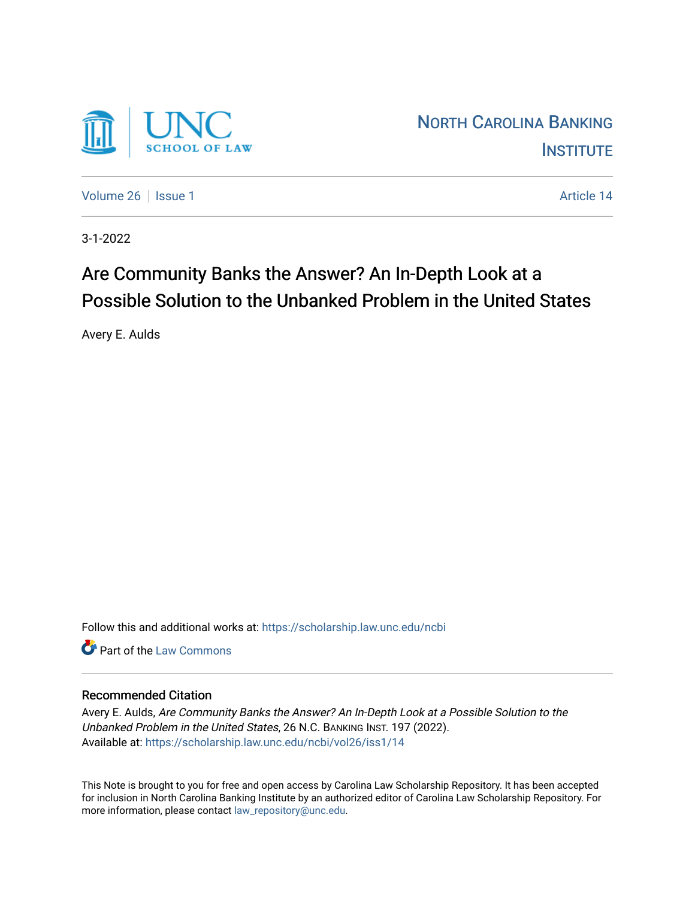UNC SCHOOL OF LAW

NORTH CAROLINA BANKING INSTITUTE

Volume 26 | Issue 1 | Article 14

3-1-2022

# Are Community Banks the Answer? An In-Depth Look at a Possible Solution to the Unbanked Problem in the United States

Avery E. Aulds

Follow this and additional works at: https://scholarship.law.unc.edu/ncbi

Part of the Law Commons

## Recommended Citation

Avery E. Aulds, *Are Community Banks the Answer? An In-Depth Look at a Possible Solution to the Unbanked Problem in the United States*, 26 N.C. BANKING INST. 197 (2022).
Available at: https://scholarship.law.unc.edu/ncbi/vol26/iss1/14

This Note is brought to you for free and open access by Carolina Law Scholarship Repository. It has been accepted for inclusion in North Carolina Banking Institute by an authorized editor of Carolina Law Scholarship Repository. For more information, please contact law_repository@unc.edu.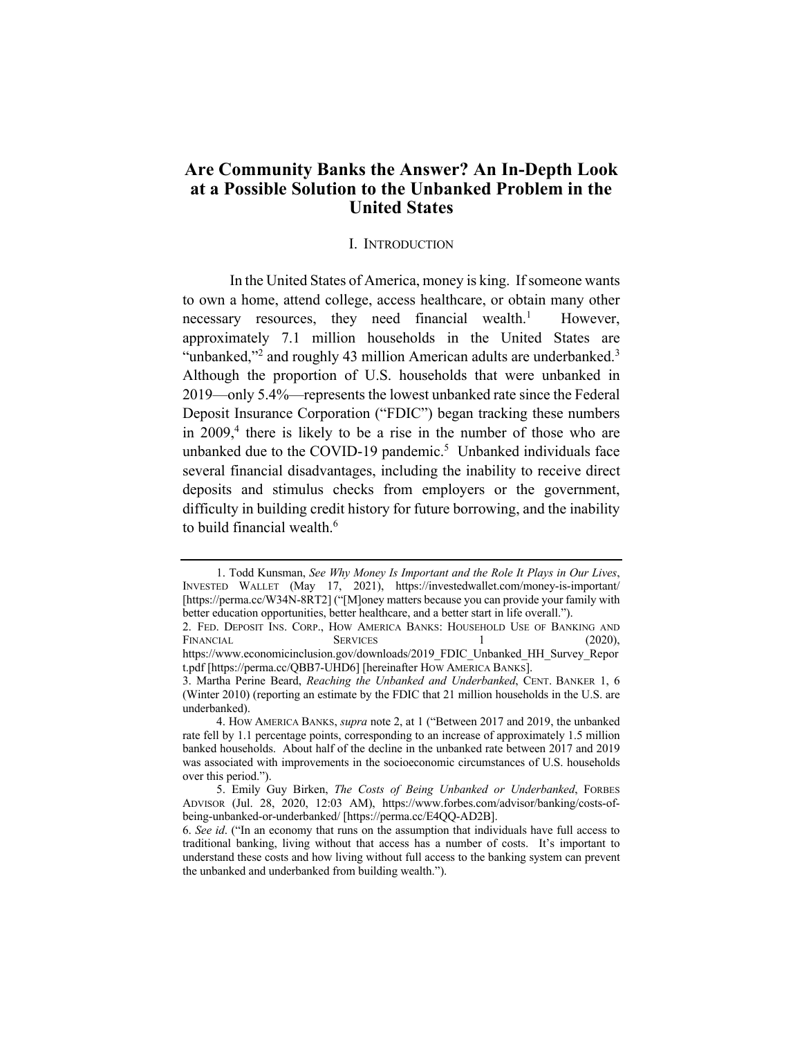# Are Community Banks the Answer? An In-Depth Look at a Possible Solution to the Unbanked Problem in the United States

## I. INTRODUCTION

In the United States of America, money is king. If someone wants to own a home, attend college, access healthcare, or obtain many other necessary resources, they need financial wealth.[1] However, approximately 7.1 million households in the United States are "unbanked,"[2] and roughly 43 million American adults are underbanked.[3] Although the proportion of U.S. households that were unbanked in 2019—only 5.4%—represents the lowest unbanked rate since the Federal Deposit Insurance Corporation ("FDIC") began tracking these numbers in 2009,[4] there is likely to be a rise in the number of those who are unbanked due to the COVID-19 pandemic.[5] Unbanked individuals face several financial disadvantages, including the inability to receive direct deposits and stimulus checks from employers or the government, difficulty in building credit history for future borrowing, and the inability to build financial wealth.[6]

---

1. Todd Kunsman, *See Why Money Is Important and the Role It Plays in Our Lives*, INVESTED WALLET (May 17, 2021), https://investedwallet.com/money-is-important/ [https://perma.cc/W34N-8RT2] ("[M]oney matters because you can provide your family with better education opportunities, better healthcare, and a better start in life overall.").

2. FED. DEPOSIT INS. CORP., HOW AMERICA BANKS: HOUSEHOLD USE OF BANKING AND FINANCIAL SERVICES 1 (2020), https://www.economicinclusion.gov/downloads/2019_FDIC_Unbanked_HH_Survey_Report.pdf [https://perma.cc/QBB7-UHD6] [hereinafter HOW AMERICA BANKS].

3. Martha Perine Beard, *Reaching the Unbanked and Underbanked*, CENT. BANKER 1, 6 (Winter 2010) (reporting an estimate by the FDIC that 21 million households in the U.S. are underbanked).

4. HOW AMERICA BANKS, *supra* note 2, at 1 ("Between 2017 and 2019, the unbanked rate fell by 1.1 percentage points, corresponding to an increase of approximately 1.5 million banked households. About half of the decline in the unbanked rate between 2017 and 2019 was associated with improvements in the socioeconomic circumstances of U.S. households over this period.").

5. Emily Guy Birken, *The Costs of Being Unbanked or Underbanked*, FORBES ADVISOR (Jul. 28, 2020, 12:03 AM), https://www.forbes.com/advisor/banking/costs-of-being-unbanked-or-underbanked/ [https://perma.cc/E4QQ-AD2B].

6. *See id*. ("In an economy that runs on the assumption that individuals have full access to traditional banking, living without that access has a number of costs. It's important to understand these costs and how living without full access to the banking system can prevent the unbanked and underbanked from building wealth.").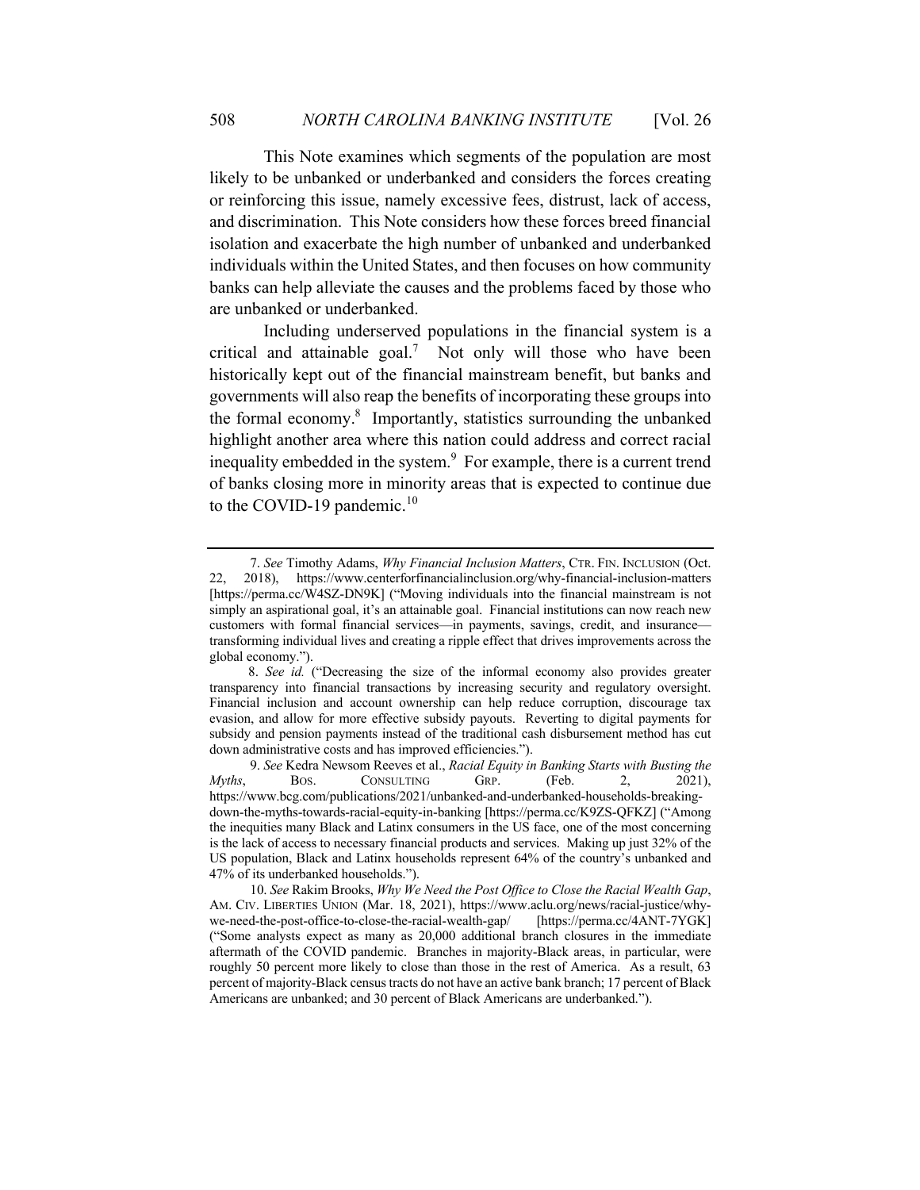This Note examines which segments of the population are most likely to be unbanked or underbanked and considers the forces creating or reinforcing this issue, namely excessive fees, distrust, lack of access, and discrimination. This Note considers how these forces breed financial isolation and exacerbate the high number of unbanked and underbanked individuals within the United States, and then focuses on how community banks can help alleviate the causes and the problems faced by those who are unbanked or underbanked.

Including underserved populations in the financial system is a critical and attainable goal.[7] Not only will those who have been historically kept out of the financial mainstream benefit, but banks and governments will also reap the benefits of incorporating these groups into the formal economy.[8] Importantly, statistics surrounding the unbanked highlight another area where this nation could address and correct racial inequality embedded in the system.[9] For example, there is a current trend of banks closing more in minority areas that is expected to continue due to the COVID-19 pandemic.[10]

---

7. *See* Timothy Adams, *Why Financial Inclusion Matters*, CTR. FIN. INCLUSION (Oct. 22, 2018), https://www.centerforfinancialinclusion.org/why-financial-inclusion-matters [https://perma.cc/W4SZ-DN9K] ("Moving individuals into the financial mainstream is not simply an aspirational goal, it's an attainable goal. Financial institutions can now reach new customers with formal financial services—in payments, savings, credit, and insurance—transforming individual lives and creating a ripple effect that drives improvements across the global economy.").

8. *See id.* ("Decreasing the size of the informal economy also provides greater transparency into financial transactions by increasing security and regulatory oversight. Financial inclusion and account ownership can help reduce corruption, discourage tax evasion, and allow for more effective subsidy payouts. Reverting to digital payments for subsidy and pension payments instead of the traditional cash disbursement method has cut down administrative costs and has improved efficiencies.").

9. *See* Kedra Newsom Reeves et al., *Racial Equity in Banking Starts with Busting the Myths*, BOS. CONSULTING GRP. (Feb. 2, 2021), https://www.bcg.com/publications/2021/unbanked-and-underbanked-households-breaking-down-the-myths-towards-racial-equity-in-banking [https://perma.cc/K9ZS-QFKZ] ("Among the inequities many Black and Latinx consumers in the US face, one of the most concerning is the lack of access to necessary financial products and services. Making up just 32% of the US population, Black and Latinx households represent 64% of the country's unbanked and 47% of its underbanked households.").

10. *See* Rakim Brooks, *Why We Need the Post Office to Close the Racial Wealth Gap*, AM. CIV. LIBERTIES UNION (Mar. 18, 2021), https://www.aclu.org/news/racial-justice/why-we-need-the-post-office-to-close-the-racial-wealth-gap/ [https://perma.cc/4ANT-7YGK] ("Some analysts expect as many as 20,000 additional branch closures in the immediate aftermath of the COVID pandemic. Branches in majority-Black areas, in particular, were roughly 50 percent more likely to close than those in the rest of America. As a result, 63 percent of majority-Black census tracts do not have an active bank branch; 17 percent of Black Americans are unbanked; and 30 percent of Black Americans are underbanked.").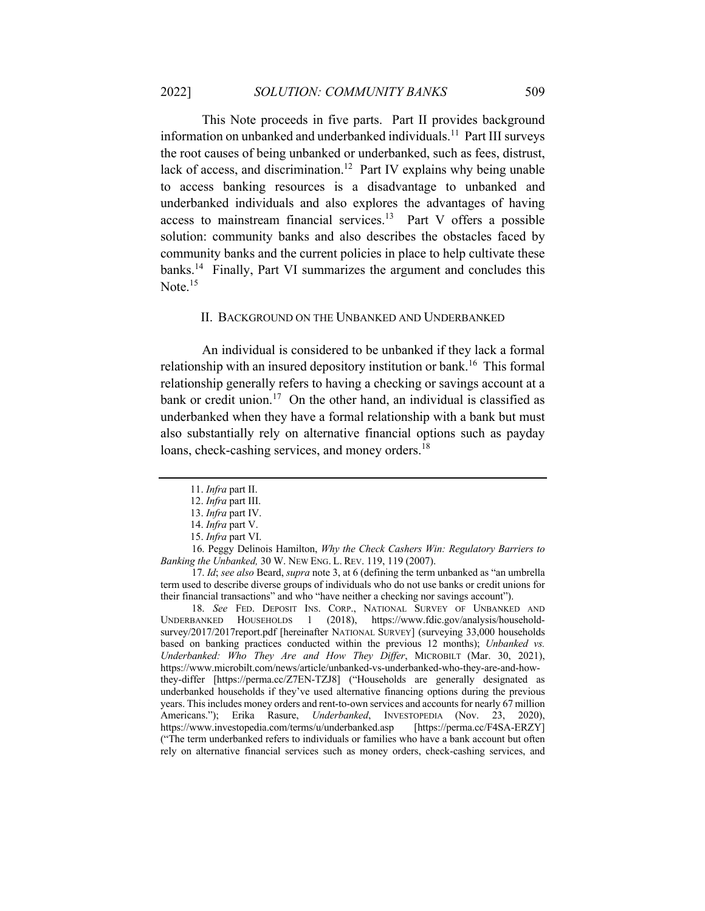This Note proceeds in five parts. Part II provides background information on unbanked and underbanked individuals.[11] Part III surveys the root causes of being unbanked or underbanked, such as fees, distrust, lack of access, and discrimination.[12] Part IV explains why being unable to access banking resources is a disadvantage to unbanked and underbanked individuals and also explores the advantages of having access to mainstream financial services.[13] Part V offers a possible solution: community banks and also describes the obstacles faced by community banks and the current policies in place to help cultivate these banks.[14] Finally, Part VI summarizes the argument and concludes this Note.[15]

## II. Background on the Unbanked and Underbanked

An individual is considered to be unbanked if they lack a formal relationship with an insured depository institution or bank.[16] This formal relationship generally refers to having a checking or savings account at a bank or credit union.[17] On the other hand, an individual is classified as underbanked when they have a formal relationship with a bank but must also substantially rely on alternative financial options such as payday loans, check-cashing services, and money orders.[18]

---

11. *Infra* part II.

12. *Infra* part III.

13. *Infra* part IV.

14. *Infra* part V.

15. *Infra* part VI.

16. Peggy Delinois Hamilton, *Why the Check Cashers Win: Regulatory Barriers to Banking the Unbanked,* 30 W. NEW ENG. L. REV. 119, 119 (2007).

17. *Id*; *see also* Beard, *supra* note 3, at 6 (defining the term unbanked as "an umbrella term used to describe diverse groups of individuals who do not use banks or credit unions for their financial transactions" and who "have neither a checking nor savings account").

18. *See* FED. DEPOSIT INS. CORP., NATIONAL SURVEY OF UNBANKED AND UNDERBANKED HOUSEHOLDS 1 (2018), https://www.fdic.gov/analysis/household-survey/2017/2017report.pdf [hereinafter NATIONAL SURVEY] (surveying 33,000 households based on banking practices conducted within the previous 12 months); *Unbanked vs. Underbanked: Who They Are and How They Differ*, MICROBILT (Mar. 30, 2021), https://www.microbilt.com/news/article/unbanked-vs-underbanked-who-they-are-and-how-they-differ [https://perma.cc/Z7EN-TZJ8] ("Households are generally designated as underbanked households if they've used alternative financing options during the previous years. This includes money orders and rent-to-own services and accounts for nearly 67 million Americans."); Erika Rasure, *Underbanked*, INVESTOPEDIA (Nov. 23, 2020), https://www.investopedia.com/terms/u/underbanked.asp [https://perma.cc/F4SA-ERZY] ("The term underbanked refers to individuals or families who have a bank account but often rely on alternative financial services such as money orders, check-cashing services, and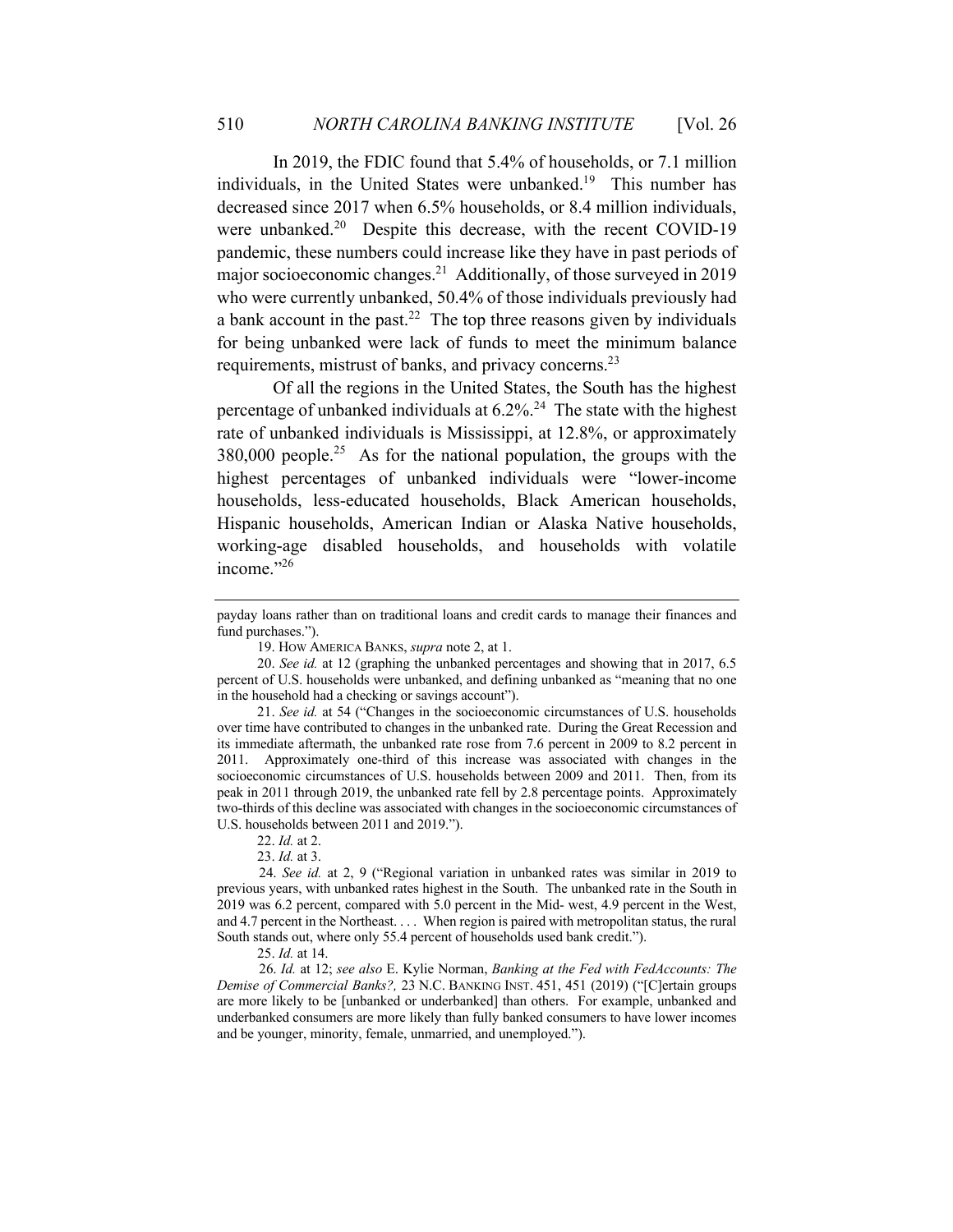In 2019, the FDIC found that 5.4% of households, or 7.1 million individuals, in the United States were unbanked.[19] This number has decreased since 2017 when 6.5% households, or 8.4 million individuals, were unbanked.[20] Despite this decrease, with the recent COVID-19 pandemic, these numbers could increase like they have in past periods of major socioeconomic changes.[21] Additionally, of those surveyed in 2019 who were currently unbanked, 50.4% of those individuals previously had a bank account in the past.[22] The top three reasons given by individuals for being unbanked were lack of funds to meet the minimum balance requirements, mistrust of banks, and privacy concerns.[23]

Of all the regions in the United States, the South has the highest percentage of unbanked individuals at 6.2%.[24] The state with the highest rate of unbanked individuals is Mississippi, at 12.8%, or approximately 380,000 people.[25] As for the national population, the groups with the highest percentages of unbanked individuals were "lower-income households, less-educated households, Black American households, Hispanic households, American Indian or Alaska Native households, working-age disabled households, and households with volatile income."[26]

---

payday loans rather than on traditional loans and credit cards to manage their finances and fund purchases.").

19. HOW AMERICA BANKS, *supra* note 2, at 1.

20. *See id.* at 12 (graphing the unbanked percentages and showing that in 2017, 6.5 percent of U.S. households were unbanked, and defining unbanked as "meaning that no one in the household had a checking or savings account").

21. *See id.* at 54 ("Changes in the socioeconomic circumstances of U.S. households over time have contributed to changes in the unbanked rate. During the Great Recession and its immediate aftermath, the unbanked rate rose from 7.6 percent in 2009 to 8.2 percent in 2011. Approximately one-third of this increase was associated with changes in the socioeconomic circumstances of U.S. households between 2009 and 2011. Then, from its peak in 2011 through 2019, the unbanked rate fell by 2.8 percentage points. Approximately two-thirds of this decline was associated with changes in the socioeconomic circumstances of U.S. households between 2011 and 2019.").

22. *Id.* at 2.

23. *Id.* at 3.

24. *See id.* at 2, 9 ("Regional variation in unbanked rates was similar in 2019 to previous years, with unbanked rates highest in the South. The unbanked rate in the South in 2019 was 6.2 percent, compared with 5.0 percent in the Mid- west, 4.9 percent in the West, and 4.7 percent in the Northeast. . . . When region is paired with metropolitan status, the rural South stands out, where only 55.4 percent of households used bank credit.").

25. *Id.* at 14.

26. *Id.* at 12; *see also* E. Kylie Norman, *Banking at the Fed with FedAccounts: The Demise of Commercial Banks?,* 23 N.C. BANKING INST. 451, 451 (2019) ("[C]ertain groups are more likely to be [unbanked or underbanked] than others. For example, unbanked and underbanked consumers are more likely than fully banked consumers to have lower incomes and be younger, minority, female, unmarried, and unemployed.").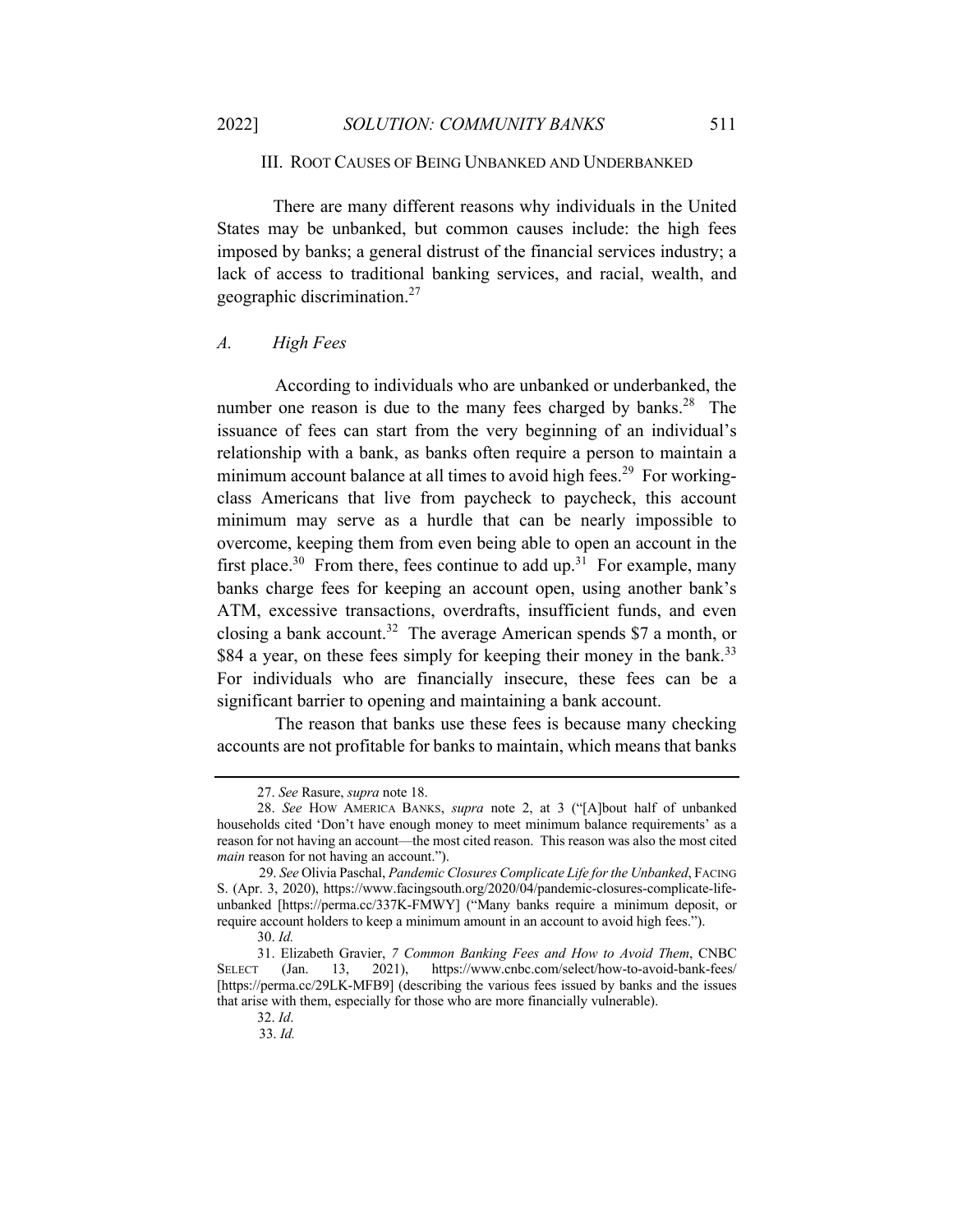## III. Root Causes of Being Unbanked and Underbanked

There are many different reasons why individuals in the United States may be unbanked, but common causes include: the high fees imposed by banks; a general distrust of the financial services industry; a lack of access to traditional banking services, and racial, wealth, and geographic discrimination.[27]

### *A. High Fees*

According to individuals who are unbanked or underbanked, the number one reason is due to the many fees charged by banks.[28] The issuance of fees can start from the very beginning of an individual's relationship with a bank, as banks often require a person to maintain a minimum account balance at all times to avoid high fees.[29] For working-class Americans that live from paycheck to paycheck, this account minimum may serve as a hurdle that can be nearly impossible to overcome, keeping them from even being able to open an account in the first place.[30] From there, fees continue to add up.[31] For example, many banks charge fees for keeping an account open, using another bank's ATM, excessive transactions, overdrafts, insufficient funds, and even closing a bank account.[32] The average American spends $7 a month, or $84 a year, on these fees simply for keeping their money in the bank.[33] For individuals who are financially insecure, these fees can be a significant barrier to opening and maintaining a bank account.

The reason that banks use these fees is because many checking accounts are not profitable for banks to maintain, which means that banks

---

27. *See* Rasure, *supra* note 18.

28. *See* How America Banks, *supra* note 2, at 3 ("[A]bout half of unbanked households cited 'Don't have enough money to meet minimum balance requirements' as a reason for not having an account—the most cited reason. This reason was also the most cited *main* reason for not having an account.").

29. *See* Olivia Paschal, *Pandemic Closures Complicate Life for the Unbanked*, Facing S. (Apr. 3, 2020), https://www.facingsouth.org/2020/04/pandemic-closures-complicate-life-unbanked [https://perma.cc/337K-FMWY] ("Many banks require a minimum deposit, or require account holders to keep a minimum amount in an account to avoid high fees.").

30. *Id.*

31. Elizabeth Gravier, *7 Common Banking Fees and How to Avoid Them*, CNBC Select (Jan. 13, 2021), https://www.cnbc.com/select/how-to-avoid-bank-fees/ [https://perma.cc/29LK-MFB9] (describing the various fees issued by banks and the issues that arise with them, especially for those who are more financially vulnerable).

32. *Id*.

33. *Id.*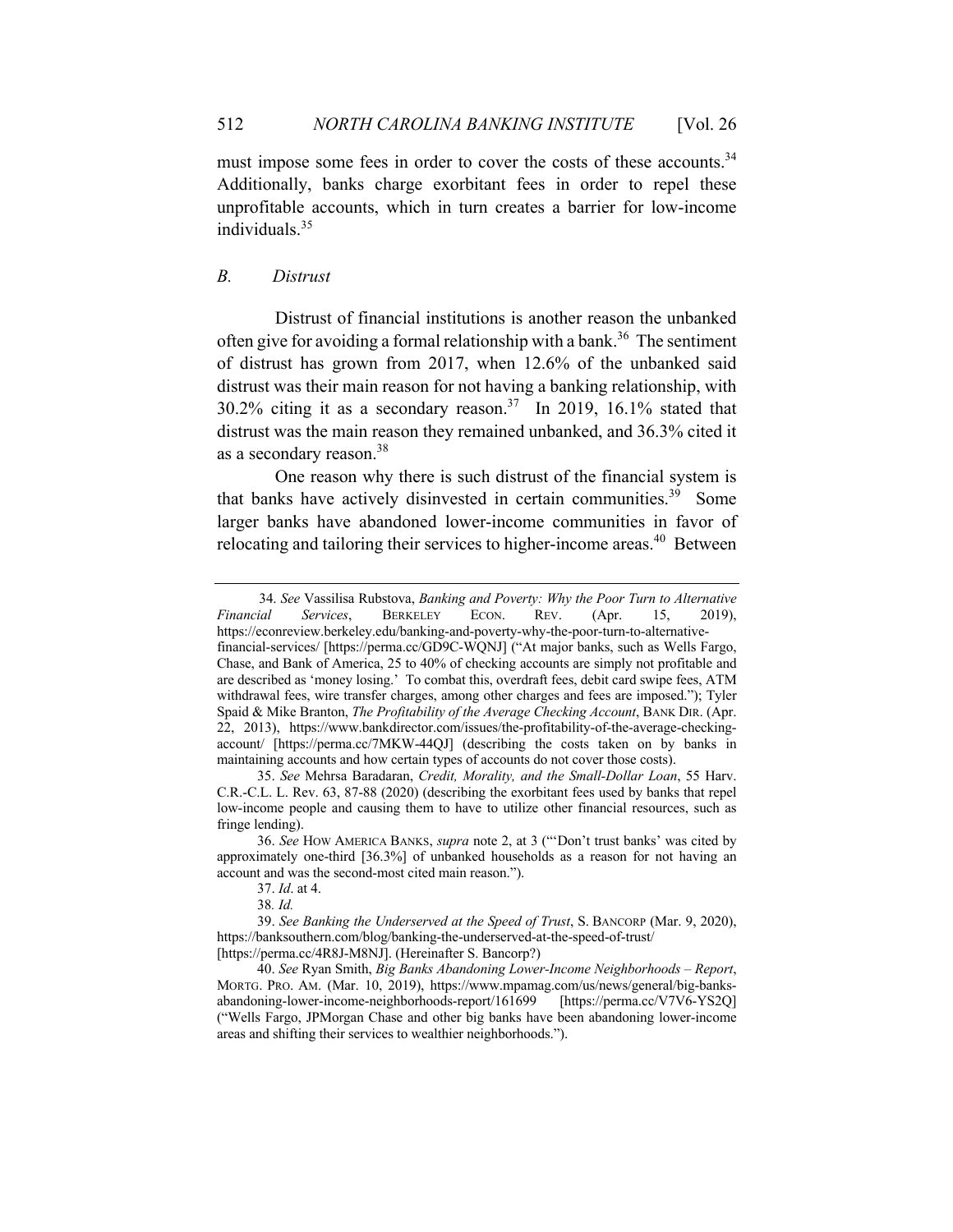must impose some fees in order to cover the costs of these accounts.[34] Additionally, banks charge exorbitant fees in order to repel these unprofitable accounts, which in turn creates a barrier for low-income individuals.[35]

### *B. Distrust*

Distrust of financial institutions is another reason the unbanked often give for avoiding a formal relationship with a bank.[36] The sentiment of distrust has grown from 2017, when 12.6% of the unbanked said distrust was their main reason for not having a banking relationship, with 30.2% citing it as a secondary reason.[37] In 2019, 16.1% stated that distrust was the main reason they remained unbanked, and 36.3% cited it as a secondary reason.[38]

One reason why there is such distrust of the financial system is that banks have actively disinvested in certain communities.[39] Some larger banks have abandoned lower-income communities in favor of relocating and tailoring their services to higher-income areas.[40] Between

---

34. *See* Vassilisa Rubstova, *Banking and Poverty: Why the Poor Turn to Alternative Financial Services*, BERKELEY ECON. REV. (Apr. 15, 2019), https://econreview.berkeley.edu/banking-and-poverty-why-the-poor-turn-to-alternative-financial-services/ [https://perma.cc/GD9C-WQNJ] ("At major banks, such as Wells Fargo, Chase, and Bank of America, 25 to 40% of checking accounts are simply not profitable and are described as 'money losing.' To combat this, overdraft fees, debit card swipe fees, ATM withdrawal fees, wire transfer charges, among other charges and fees are imposed."); Tyler Spaid & Mike Branton, *The Profitability of the Average Checking Account*, BANK DIR. (Apr. 22, 2013), https://www.bankdirector.com/issues/the-profitability-of-the-average-checking-account/ [https://perma.cc/7MKW-44QJ] (describing the costs taken on by banks in maintaining accounts and how certain types of accounts do not cover those costs).

35. *See* Mehrsa Baradaran, *Credit, Morality, and the Small-Dollar Loan*, 55 Harv. C.R.-C.L. L. Rev. 63, 87-88 (2020) (describing the exorbitant fees used by banks that repel low-income people and causing them to have to utilize other financial resources, such as fringe lending).

36. *See* HOW AMERICA BANKS, *supra* note 2, at 3 ("'Don't trust banks' was cited by approximately one-third [36.3%] of unbanked households as a reason for not having an account and was the second-most cited main reason.").

37. *Id*. at 4.

38. *Id.*

39. *See Banking the Underserved at the Speed of Trust*, S. BANCORP (Mar. 9, 2020), https://banksouthern.com/blog/banking-the-underserved-at-the-speed-of-trust/ [https://perma.cc/4R8J-M8NJ]. (Hereinafter S. Bancorp?)

40. *See* Ryan Smith, *Big Banks Abandoning Lower-Income Neighborhoods – Report*, MORTG. PRO. AM. (Mar. 10, 2019), https://www.mpamag.com/us/news/general/big-banks-abandoning-lower-income-neighborhoods-report/161699 [https://perma.cc/V7V6-YS2Q] ("Wells Fargo, JPMorgan Chase and other big banks have been abandoning lower-income areas and shifting their services to wealthier neighborhoods.").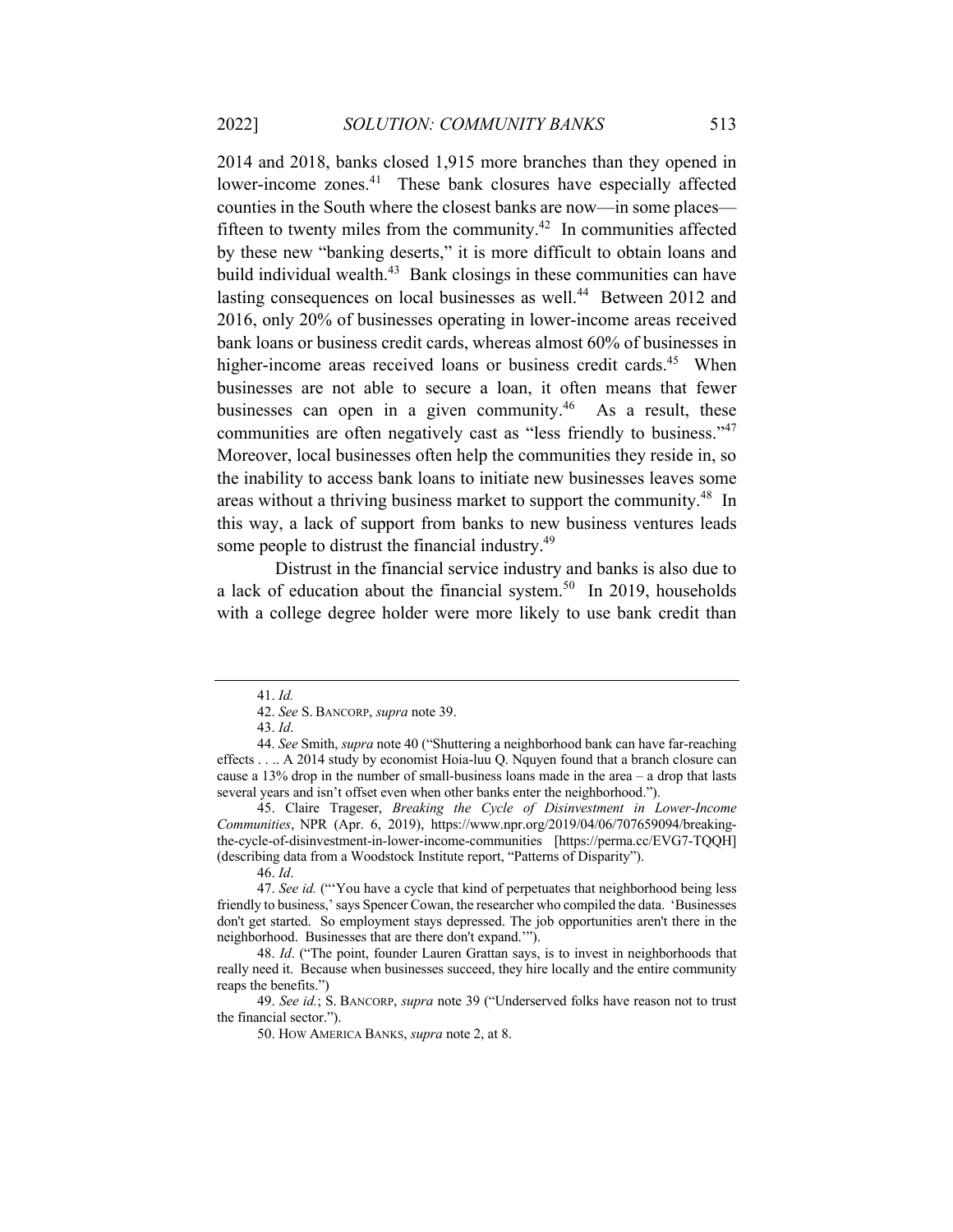2014 and 2018, banks closed 1,915 more branches than they opened in lower-income zones.[41] These bank closures have especially affected counties in the South where the closest banks are now—in some places—fifteen to twenty miles from the community.[42] In communities affected by these new "banking deserts," it is more difficult to obtain loans and build individual wealth.[43] Bank closings in these communities can have lasting consequences on local businesses as well.[44] Between 2012 and 2016, only 20% of businesses operating in lower-income areas received bank loans or business credit cards, whereas almost 60% of businesses in higher-income areas received loans or business credit cards.[45] When businesses are not able to secure a loan, it often means that fewer businesses can open in a given community.[46] As a result, these communities are often negatively cast as "less friendly to business."[47] Moreover, local businesses often help the communities they reside in, so the inability to access bank loans to initiate new businesses leaves some areas without a thriving business market to support the community.[48] In this way, a lack of support from banks to new business ventures leads some people to distrust the financial industry.[49]

Distrust in the financial service industry and banks is also due to a lack of education about the financial system.[50] In 2019, households with a college degree holder were more likely to use bank credit than

---

41. *Id.*

42. *See* S. BANCORP, *supra* note 39.

43. *Id*.

44. *See* Smith, *supra* note 40 ("Shuttering a neighborhood bank can have far-reaching effects . . .. A 2014 study by economist Hoia-luu Q. Nquyen found that a branch closure can cause a 13% drop in the number of small-business loans made in the area – a drop that lasts several years and isn't offset even when other banks enter the neighborhood.").

45. Claire Trageser, *Breaking the Cycle of Disinvestment in Lower-Income Communities*, NPR (Apr. 6, 2019), https://www.npr.org/2019/04/06/707659094/breaking-the-cycle-of-disinvestment-in-lower-income-communities [https://perma.cc/EVG7-TQQH] (describing data from a Woodstock Institute report, "Patterns of Disparity").

46. *Id*.

47. *See id.* ("'You have a cycle that kind of perpetuates that neighborhood being less friendly to business,' says Spencer Cowan, the researcher who compiled the data. 'Businesses don't get started. So employment stays depressed. The job opportunities aren't there in the neighborhood. Businesses that are there don't expand.'").

48. *Id*. ("The point, founder Lauren Grattan says, is to invest in neighborhoods that really need it. Because when businesses succeed, they hire locally and the entire community reaps the benefits.")

49. *See id.*; S. BANCORP, *supra* note 39 ("Underserved folks have reason not to trust the financial sector.").

50. HOW AMERICA BANKS, *supra* note 2, at 8.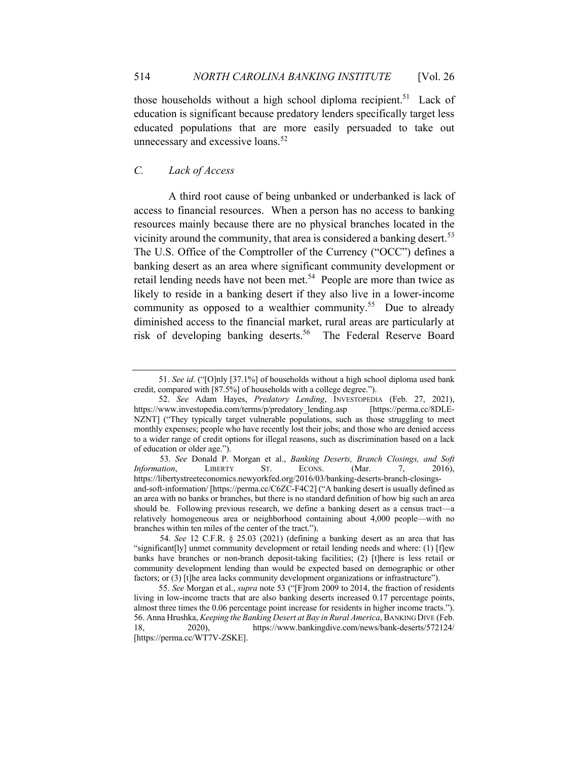those households without a high school diploma recipient.[51] Lack of education is significant because predatory lenders specifically target less educated populations that are more easily persuaded to take out unnecessary and excessive loans.[52]

### *C. Lack of Access*

A third root cause of being unbanked or underbanked is lack of access to financial resources. When a person has no access to banking resources mainly because there are no physical branches located in the vicinity around the community, that area is considered a banking desert.[53] The U.S. Office of the Comptroller of the Currency ("OCC") defines a banking desert as an area where significant community development or retail lending needs have not been met.[54] People are more than twice as likely to reside in a banking desert if they also live in a lower-income community as opposed to a wealthier community.[55] Due to already diminished access to the financial market, rural areas are particularly at risk of developing banking deserts.[56] The Federal Reserve Board

---

51. *See id*. ("[O]nly [37.1%] of households without a high school diploma used bank credit, compared with [87.5%] of households with a college degree.").

52. *See* Adam Hayes, *Predatory Lending*, INVESTOPEDIA (Feb. 27, 2021), https://www.investopedia.com/terms/p/predatory_lending.asp [https://perma.cc/8DLE-NZNT] ("They typically target vulnerable populations, such as those struggling to meet monthly expenses; people who have recently lost their jobs; and those who are denied access to a wider range of credit options for illegal reasons, such as discrimination based on a lack of education or older age.").

53. *See* Donald P. Morgan et al., *Banking Deserts, Branch Closings, and Soft Information*, LIBERTY ST. ECONS. (Mar. 7, 2016), https://libertystreeteconomics.newyorkfed.org/2016/03/banking-deserts-branch-closings-and-soft-information/ [https://perma.cc/C6ZC-F4C2] ("A banking desert is usually defined as an area with no banks or branches, but there is no standard definition of how big such an area should be. Following previous research, we define a banking desert as a census tract—a relatively homogeneous area or neighborhood containing about 4,000 people—with no branches within ten miles of the center of the tract.").

54. *See* 12 C.F.R. § 25.03 (2021) (defining a banking desert as an area that has "significant[ly] unmet community development or retail lending needs and where: (1) [f]ew banks have branches or non-branch deposit-taking facilities; (2) [t]here is less retail or community development lending than would be expected based on demographic or other factors; or (3) [t]he area lacks community development organizations or infrastructure").

55. *See* Morgan et al., *supra* note 53 ("[F]rom 2009 to 2014, the fraction of residents living in low-income tracts that are also banking deserts increased 0.17 percentage points, almost three times the 0.06 percentage point increase for residents in higher income tracts.").

56. Anna Hrushka, *Keeping the Banking Desert at Bay in Rural America*, BANKING DIVE (Feb. 18, 2020), https://www.bankingdive.com/news/bank-deserts/572124/ [https://perma.cc/WT7V-ZSKE].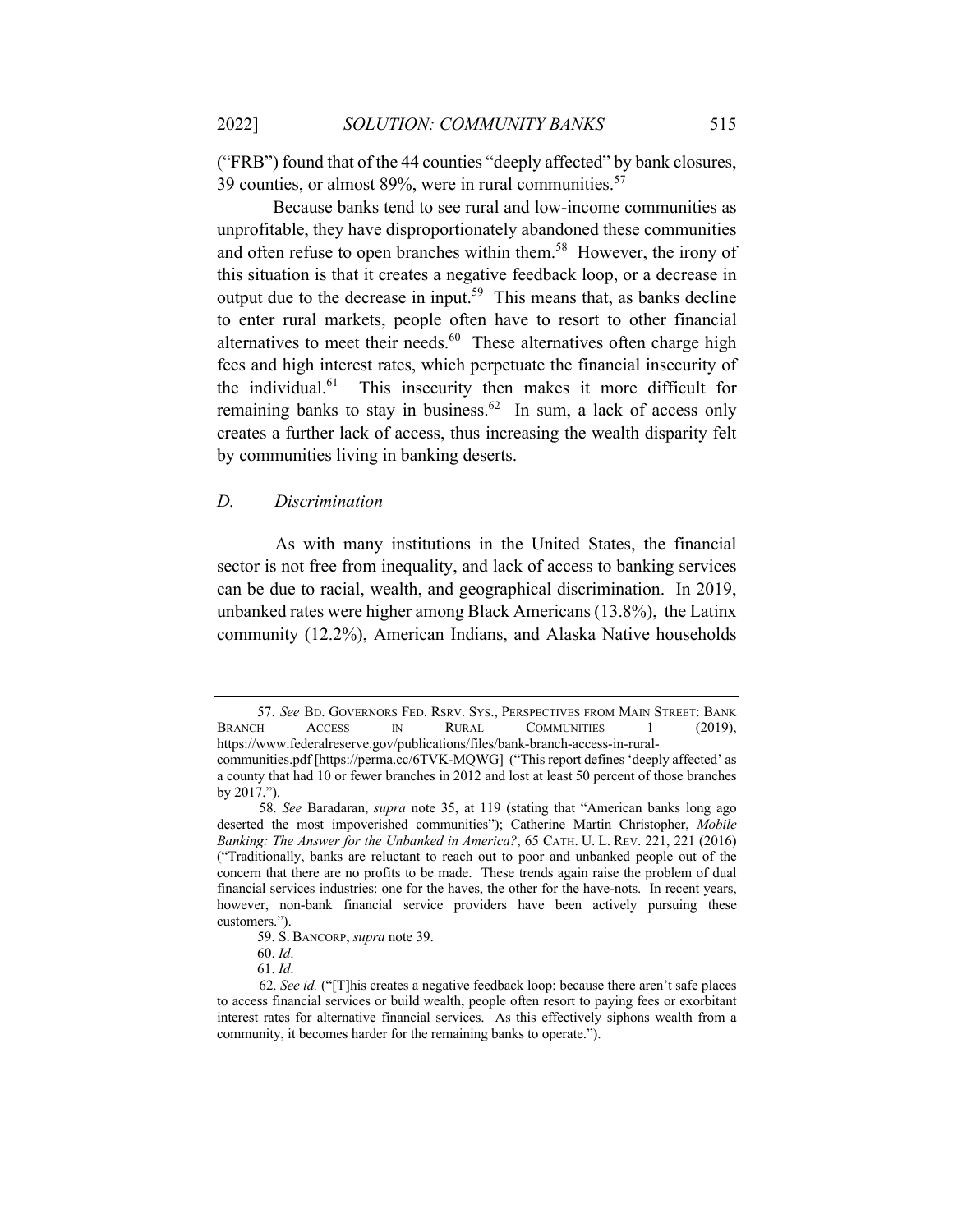("FRB") found that of the 44 counties "deeply affected" by bank closures, 39 counties, or almost 89%, were in rural communities.[57]

Because banks tend to see rural and low-income communities as unprofitable, they have disproportionately abandoned these communities and often refuse to open branches within them.[58] However, the irony of this situation is that it creates a negative feedback loop, or a decrease in output due to the decrease in input.[59] This means that, as banks decline to enter rural markets, people often have to resort to other financial alternatives to meet their needs.[60] These alternatives often charge high fees and high interest rates, which perpetuate the financial insecurity of the individual.[61] This insecurity then makes it more difficult for remaining banks to stay in business.[62] In sum, a lack of access only creates a further lack of access, thus increasing the wealth disparity felt by communities living in banking deserts.

### *D. Discrimination*

As with many institutions in the United States, the financial sector is not free from inequality, and lack of access to banking services can be due to racial, wealth, and geographical discrimination. In 2019, unbanked rates were higher among Black Americans (13.8%), the Latinx community (12.2%), American Indians, and Alaska Native households

---

57. *See* BD. GOVERNORS FED. RSRV. SYS., PERSPECTIVES FROM MAIN STREET: BANK BRANCH ACCESS IN RURAL COMMUNITIES 1 (2019), https://www.federalreserve.gov/publications/files/bank-branch-access-in-rural-communities.pdf [https://perma.cc/6TVK-MQWG] ("This report defines 'deeply affected' as a county that had 10 or fewer branches in 2012 and lost at least 50 percent of those branches by 2017.").

58. *See* Baradaran, *supra* note 35, at 119 (stating that "American banks long ago deserted the most impoverished communities"); Catherine Martin Christopher, *Mobile Banking: The Answer for the Unbanked in America?*, 65 CATH. U. L. REV. 221, 221 (2016) ("Traditionally, banks are reluctant to reach out to poor and unbanked people out of the concern that there are no profits to be made. These trends again raise the problem of dual financial services industries: one for the haves, the other for the have-nots. In recent years, however, non-bank financial service providers have been actively pursuing these customers.").

59. S. BANCORP, *supra* note 39.

60. *Id*.

61. *Id*.

62. *See id.* ("[T]his creates a negative feedback loop: because there aren't safe places to access financial services or build wealth, people often resort to paying fees or exorbitant interest rates for alternative financial services. As this effectively siphons wealth from a community, it becomes harder for the remaining banks to operate.").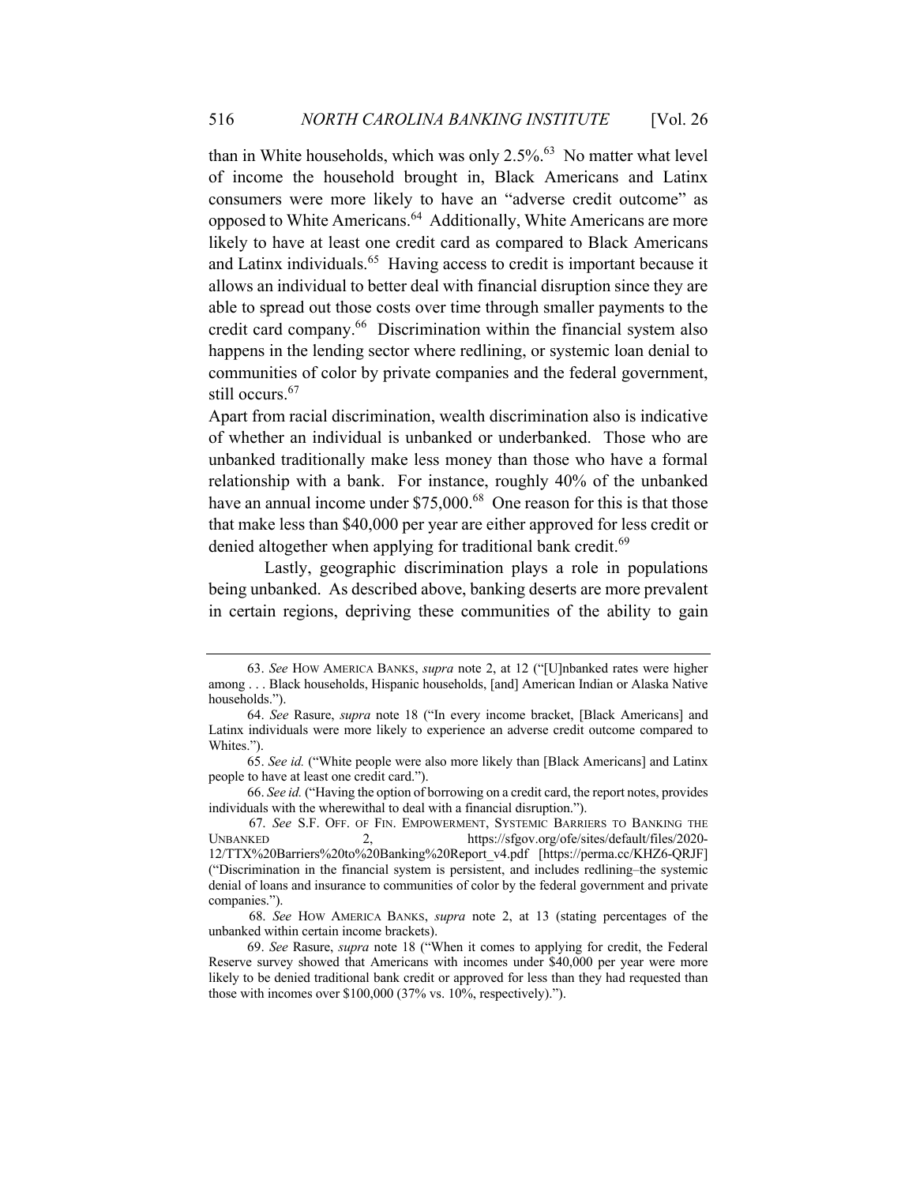than in White households, which was only 2.5%.[63] No matter what level of income the household brought in, Black Americans and Latinx consumers were more likely to have an "adverse credit outcome" as opposed to White Americans.[64] Additionally, White Americans are more likely to have at least one credit card as compared to Black Americans and Latinx individuals.[65] Having access to credit is important because it allows an individual to better deal with financial disruption since they are able to spread out those costs over time through smaller payments to the credit card company.[66] Discrimination within the financial system also happens in the lending sector where redlining, or systemic loan denial to communities of color by private companies and the federal government, still occurs.[67]

Apart from racial discrimination, wealth discrimination also is indicative of whether an individual is unbanked or underbanked. Those who are unbanked traditionally make less money than those who have a formal relationship with a bank. For instance, roughly 40% of the unbanked have an annual income under $75,000.[68] One reason for this is that those that make less than $40,000 per year are either approved for less credit or denied altogether when applying for traditional bank credit.[69]

Lastly, geographic discrimination plays a role in populations being unbanked. As described above, banking deserts are more prevalent in certain regions, depriving these communities of the ability to gain

---

63. *See* HOW AMERICA BANKS, *supra* note 2, at 12 ("[U]nbanked rates were higher among . . . Black households, Hispanic households, [and] American Indian or Alaska Native households.").

64. *See* Rasure, *supra* note 18 ("In every income bracket, [Black Americans] and Latinx individuals were more likely to experience an adverse credit outcome compared to Whites.").

65. *See id.* ("White people were also more likely than [Black Americans] and Latinx people to have at least one credit card.").

66. *See id.* ("Having the option of borrowing on a credit card, the report notes, provides individuals with the wherewithal to deal with a financial disruption.").

67. *See* S.F. OFF. OF FIN. EMPOWERMENT, SYSTEMIC BARRIERS TO BANKING THE UNBANKED 2, https://sfgov.org/ofe/sites/default/files/2020-12/TTX%20Barriers%20to%20Banking%20Report_v4.pdf [https://perma.cc/KHZ6-QRJF] ("Discrimination in the financial system is persistent, and includes redlining–the systemic denial of loans and insurance to communities of color by the federal government and private companies.").

68. *See* HOW AMERICA BANKS, *supra* note 2, at 13 (stating percentages of the unbanked within certain income brackets).

69. *See* Rasure, *supra* note 18 ("When it comes to applying for credit, the Federal Reserve survey showed that Americans with incomes under $40,000 per year were more likely to be denied traditional bank credit or approved for less than they had requested than those with incomes over $100,000 (37% vs. 10%, respectively).").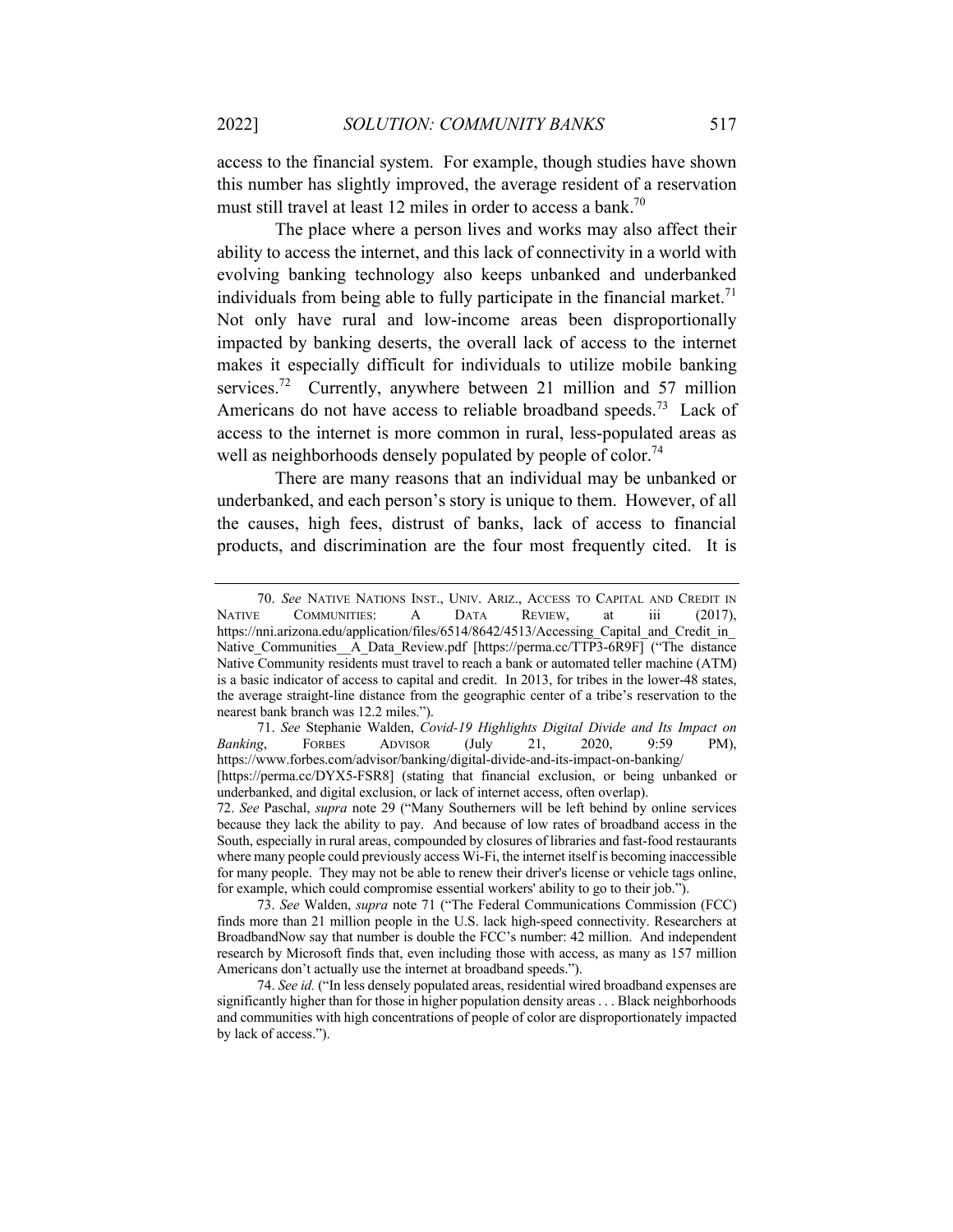access to the financial system. For example, though studies have shown this number has slightly improved, the average resident of a reservation must still travel at least 12 miles in order to access a bank.[70]

The place where a person lives and works may also affect their ability to access the internet, and this lack of connectivity in a world with evolving banking technology also keeps unbanked and underbanked individuals from being able to fully participate in the financial market.[71] Not only have rural and low-income areas been disproportionally impacted by banking deserts, the overall lack of access to the internet makes it especially difficult for individuals to utilize mobile banking services.[72] Currently, anywhere between 21 million and 57 million Americans do not have access to reliable broadband speeds.[73] Lack of access to the internet is more common in rural, less-populated areas as well as neighborhoods densely populated by people of color.[74]

There are many reasons that an individual may be unbanked or underbanked, and each person's story is unique to them. However, of all the causes, high fees, distrust of banks, lack of access to financial products, and discrimination are the four most frequently cited. It is

---

70. *See* NATIVE NATIONS INST., UNIV. ARIZ., ACCESS TO CAPITAL AND CREDIT IN NATIVE COMMUNITIES: A DATA REVIEW, at iii (2017), https://nni.arizona.edu/application/files/6514/8642/4513/Accessing_Capital_and_Credit_in_Native_Communities__A_Data_Review.pdf [https://perma.cc/TTP3-6R9F] ("The distance Native Community residents must travel to reach a bank or automated teller machine (ATM) is a basic indicator of access to capital and credit. In 2013, for tribes in the lower-48 states, the average straight-line distance from the geographic center of a tribe's reservation to the nearest bank branch was 12.2 miles.").

71. *See* Stephanie Walden, *Covid-19 Highlights Digital Divide and Its Impact on Banking*, FORBES ADVISOR (July 21, 2020, 9:59 PM), https://www.forbes.com/advisor/banking/digital-divide-and-its-impact-on-banking/ [https://perma.cc/DYX5-FSR8] (stating that financial exclusion, or being unbanked or underbanked, and digital exclusion, or lack of internet access, often overlap).

72. *See* Paschal, *supra* note 29 ("Many Southerners will be left behind by online services because they lack the ability to pay. And because of low rates of broadband access in the South, especially in rural areas, compounded by closures of libraries and fast-food restaurants where many people could previously access Wi-Fi, the internet itself is becoming inaccessible for many people. They may not be able to renew their driver's license or vehicle tags online, for example, which could compromise essential workers' ability to go to their job.").

73. *See* Walden, *supra* note 71 ("The Federal Communications Commission (FCC) finds more than 21 million people in the U.S. lack high-speed connectivity. Researchers at BroadbandNow say that number is double the FCC's number: 42 million. And independent research by Microsoft finds that, even including those with access, as many as 157 million Americans don't actually use the internet at broadband speeds.").

74. *See id.* ("In less densely populated areas, residential wired broadband expenses are significantly higher than for those in higher population density areas . . . Black neighborhoods and communities with high concentrations of people of color are disproportionately impacted by lack of access.").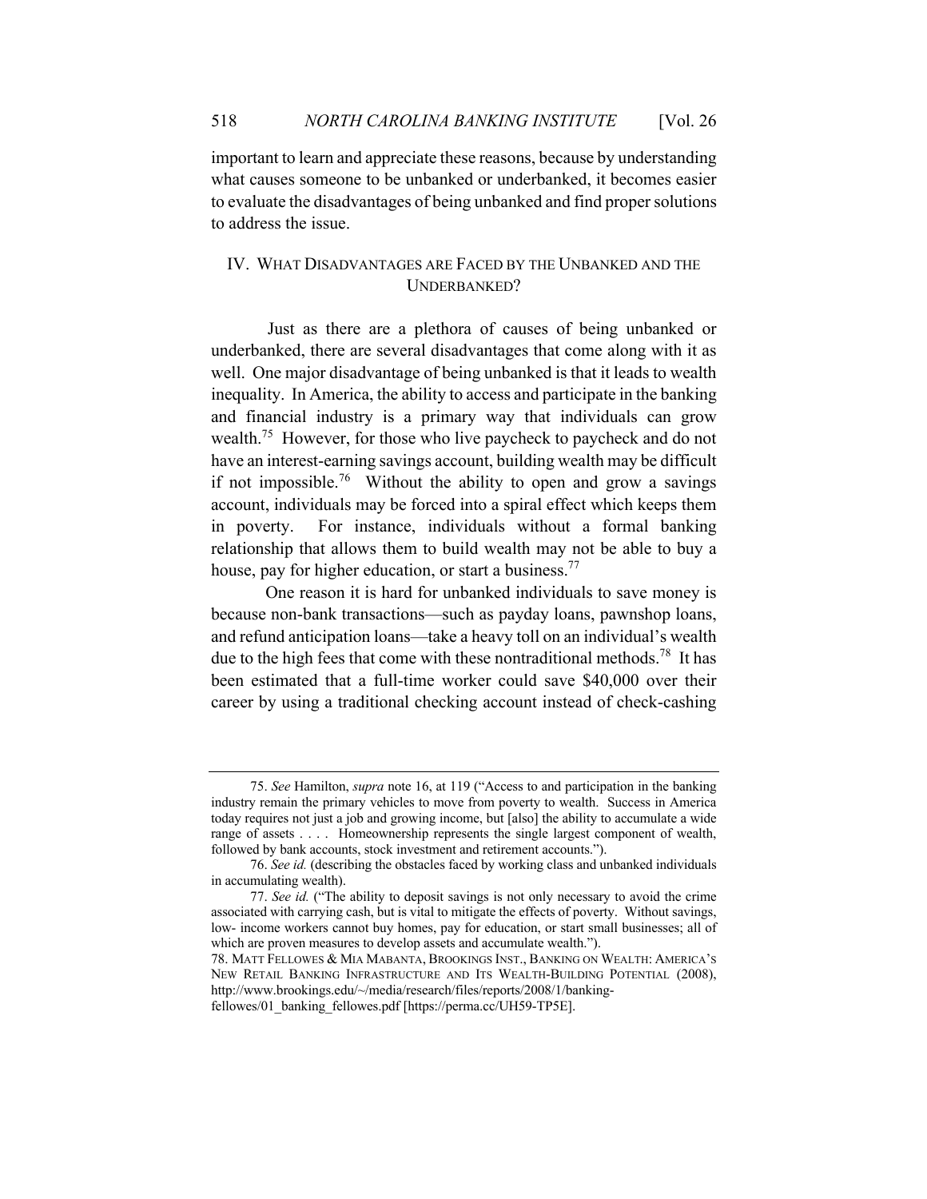important to learn and appreciate these reasons, because by understanding what causes someone to be unbanked or underbanked, it becomes easier to evaluate the disadvantages of being unbanked and find proper solutions to address the issue.

## IV. WHAT DISADVANTAGES ARE FACED BY THE UNBANKED AND THE UNDERBANKED?

Just as there are a plethora of causes of being unbanked or underbanked, there are several disadvantages that come along with it as well. One major disadvantage of being unbanked is that it leads to wealth inequality. In America, the ability to access and participate in the banking and financial industry is a primary way that individuals can grow wealth.[75] However, for those who live paycheck to paycheck and do not have an interest-earning savings account, building wealth may be difficult if not impossible.[76] Without the ability to open and grow a savings account, individuals may be forced into a spiral effect which keeps them in poverty. For instance, individuals without a formal banking relationship that allows them to build wealth may not be able to buy a house, pay for higher education, or start a business.[77]

One reason it is hard for unbanked individuals to save money is because non-bank transactions—such as payday loans, pawnshop loans, and refund anticipation loans—take a heavy toll on an individual's wealth due to the high fees that come with these nontraditional methods.[78] It has been estimated that a full-time worker could save $40,000 over their career by using a traditional checking account instead of check-cashing

---

75. *See* Hamilton, *supra* note 16, at 119 ("Access to and participation in the banking industry remain the primary vehicles to move from poverty to wealth. Success in America today requires not just a job and growing income, but [also] the ability to accumulate a wide range of assets . . . . Homeownership represents the single largest component of wealth, followed by bank accounts, stock investment and retirement accounts.").

76. *See id.* (describing the obstacles faced by working class and unbanked individuals in accumulating wealth).

77. *See id.* ("The ability to deposit savings is not only necessary to avoid the crime associated with carrying cash, but is vital to mitigate the effects of poverty. Without savings, low- income workers cannot buy homes, pay for education, or start small businesses; all of which are proven measures to develop assets and accumulate wealth.").

78. MATT FELLOWES & MIA MABANTA, BROOKINGS INST., BANKING ON WEALTH: AMERICA'S NEW RETAIL BANKING INFRASTRUCTURE AND ITS WEALTH-BUILDING POTENTIAL (2008), http://www.brookings.edu/~/media/research/files/reports/2008/1/banking-fellowes/01_banking_fellowes.pdf [https://perma.cc/UH59-TP5E].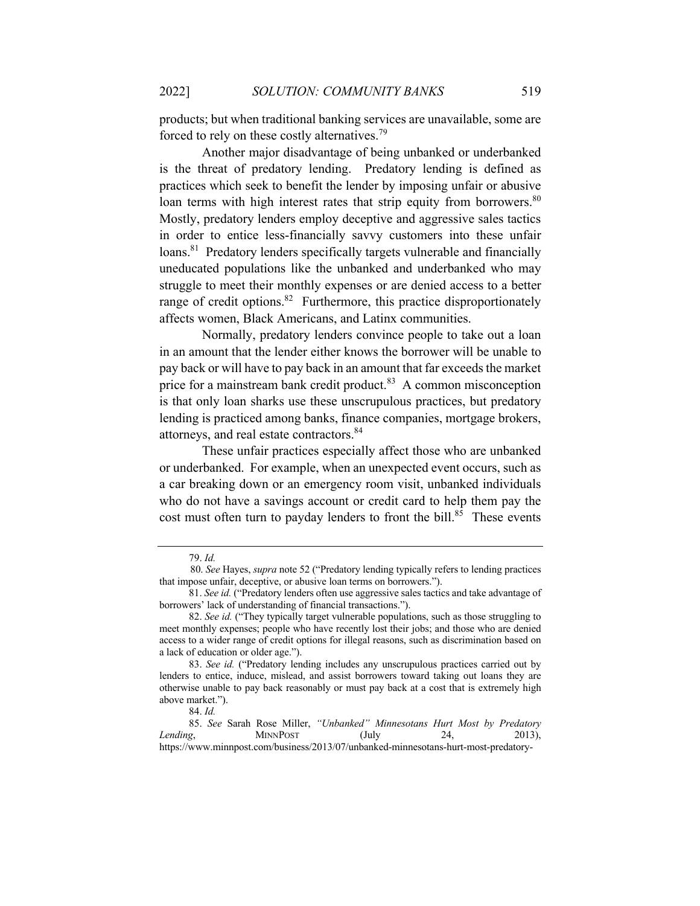products; but when traditional banking services are unavailable, some are forced to rely on these costly alternatives.[79]

Another major disadvantage of being unbanked or underbanked is the threat of predatory lending. Predatory lending is defined as practices which seek to benefit the lender by imposing unfair or abusive loan terms with high interest rates that strip equity from borrowers.[80] Mostly, predatory lenders employ deceptive and aggressive sales tactics in order to entice less-financially savvy customers into these unfair loans.[81] Predatory lenders specifically targets vulnerable and financially uneducated populations like the unbanked and underbanked who may struggle to meet their monthly expenses or are denied access to a better range of credit options.[82] Furthermore, this practice disproportionately affects women, Black Americans, and Latinx communities.

Normally, predatory lenders convince people to take out a loan in an amount that the lender either knows the borrower will be unable to pay back or will have to pay back in an amount that far exceeds the market price for a mainstream bank credit product.[83] A common misconception is that only loan sharks use these unscrupulous practices, but predatory lending is practiced among banks, finance companies, mortgage brokers, attorneys, and real estate contractors.[84]

These unfair practices especially affect those who are unbanked or underbanked. For example, when an unexpected event occurs, such as a car breaking down or an emergency room visit, unbanked individuals who do not have a savings account or credit card to help them pay the cost must often turn to payday lenders to front the bill.[85] These events

---

79. *Id.*

80. *See* Hayes, *supra* note 52 ("Predatory lending typically refers to lending practices that impose unfair, deceptive, or abusive loan terms on borrowers.").

81. *See id.* ("Predatory lenders often use aggressive sales tactics and take advantage of borrowers' lack of understanding of financial transactions.").

82. *See id.* ("They typically target vulnerable populations, such as those struggling to meet monthly expenses; people who have recently lost their jobs; and those who are denied access to a wider range of credit options for illegal reasons, such as discrimination based on a lack of education or older age.").

83. *See id.* ("Predatory lending includes any unscrupulous practices carried out by lenders to entice, induce, mislead, and assist borrowers toward taking out loans they are otherwise unable to pay back reasonably or must pay back at a cost that is extremely high above market.").

84. *Id.*

85. *See* Sarah Rose Miller, *"Unbanked" Minnesotans Hurt Most by Predatory Lending*, MINNPOST (July 24, 2013), https://www.minnpost.com/business/2013/07/unbanked-minnesotans-hurt-most-predatory-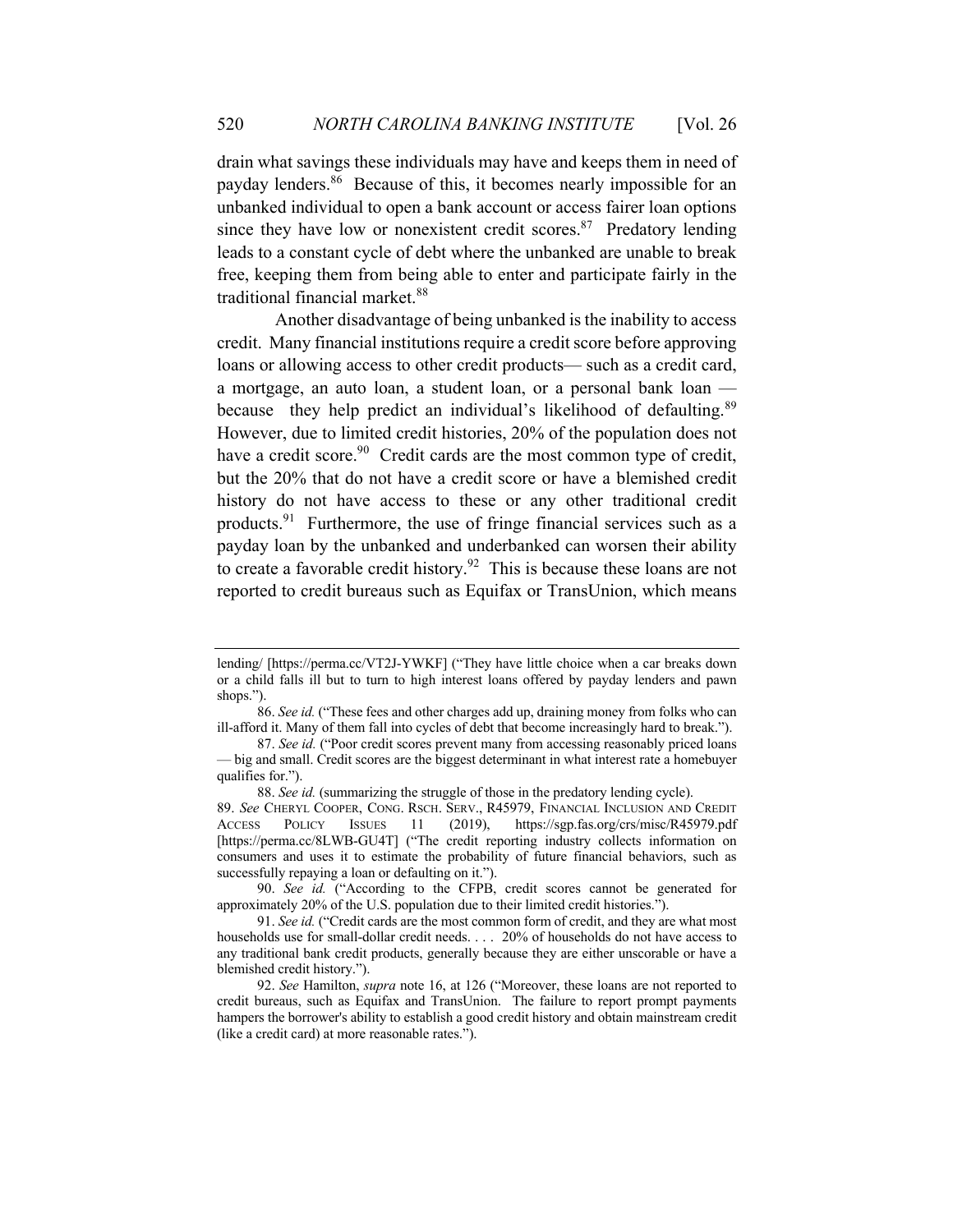drain what savings these individuals may have and keeps them in need of payday lenders.[86] Because of this, it becomes nearly impossible for an unbanked individual to open a bank account or access fairer loan options since they have low or nonexistent credit scores.[87] Predatory lending leads to a constant cycle of debt where the unbanked are unable to break free, keeping them from being able to enter and participate fairly in the traditional financial market.[88]

Another disadvantage of being unbanked is the inability to access credit. Many financial institutions require a credit score before approving loans or allowing access to other credit products— such as a credit card, a mortgage, an auto loan, a student loan, or a personal bank loan — because they help predict an individual's likelihood of defaulting.[89] However, due to limited credit histories, 20% of the population does not have a credit score.[90] Credit cards are the most common type of credit, but the 20% that do not have a credit score or have a blemished credit history do not have access to these or any other traditional credit products.[91] Furthermore, the use of fringe financial services such as a payday loan by the unbanked and underbanked can worsen their ability to create a favorable credit history.[92] This is because these loans are not reported to credit bureaus such as Equifax or TransUnion, which means

---

lending/ [https://perma.cc/VT2J-YWKF] ("They have little choice when a car breaks down or a child falls ill but to turn to high interest loans offered by payday lenders and pawn shops.").

86. *See id.* ("These fees and other charges add up, draining money from folks who can ill-afford it. Many of them fall into cycles of debt that become increasingly hard to break.").

87. *See id.* ("Poor credit scores prevent many from accessing reasonably priced loans — big and small. Credit scores are the biggest determinant in what interest rate a homebuyer qualifies for.").

88. *See id.* (summarizing the struggle of those in the predatory lending cycle).

89. *See* CHERYL COOPER, CONG. RSCH. SERV., R45979, FINANCIAL INCLUSION AND CREDIT ACCESS POLICY ISSUES 11 (2019), https://sgp.fas.org/crs/misc/R45979.pdf [https://perma.cc/8LWB-GU4T] ("The credit reporting industry collects information on consumers and uses it to estimate the probability of future financial behaviors, such as successfully repaying a loan or defaulting on it.").

90. *See id.* ("According to the CFPB, credit scores cannot be generated for approximately 20% of the U.S. population due to their limited credit histories.").

91. *See id.* ("Credit cards are the most common form of credit, and they are what most households use for small-dollar credit needs. . . . 20% of households do not have access to any traditional bank credit products, generally because they are either unscorable or have a blemished credit history.").

92. *See* Hamilton, *supra* note 16, at 126 ("Moreover, these loans are not reported to credit bureaus, such as Equifax and TransUnion. The failure to report prompt payments hampers the borrower's ability to establish a good credit history and obtain mainstream credit (like a credit card) at more reasonable rates.").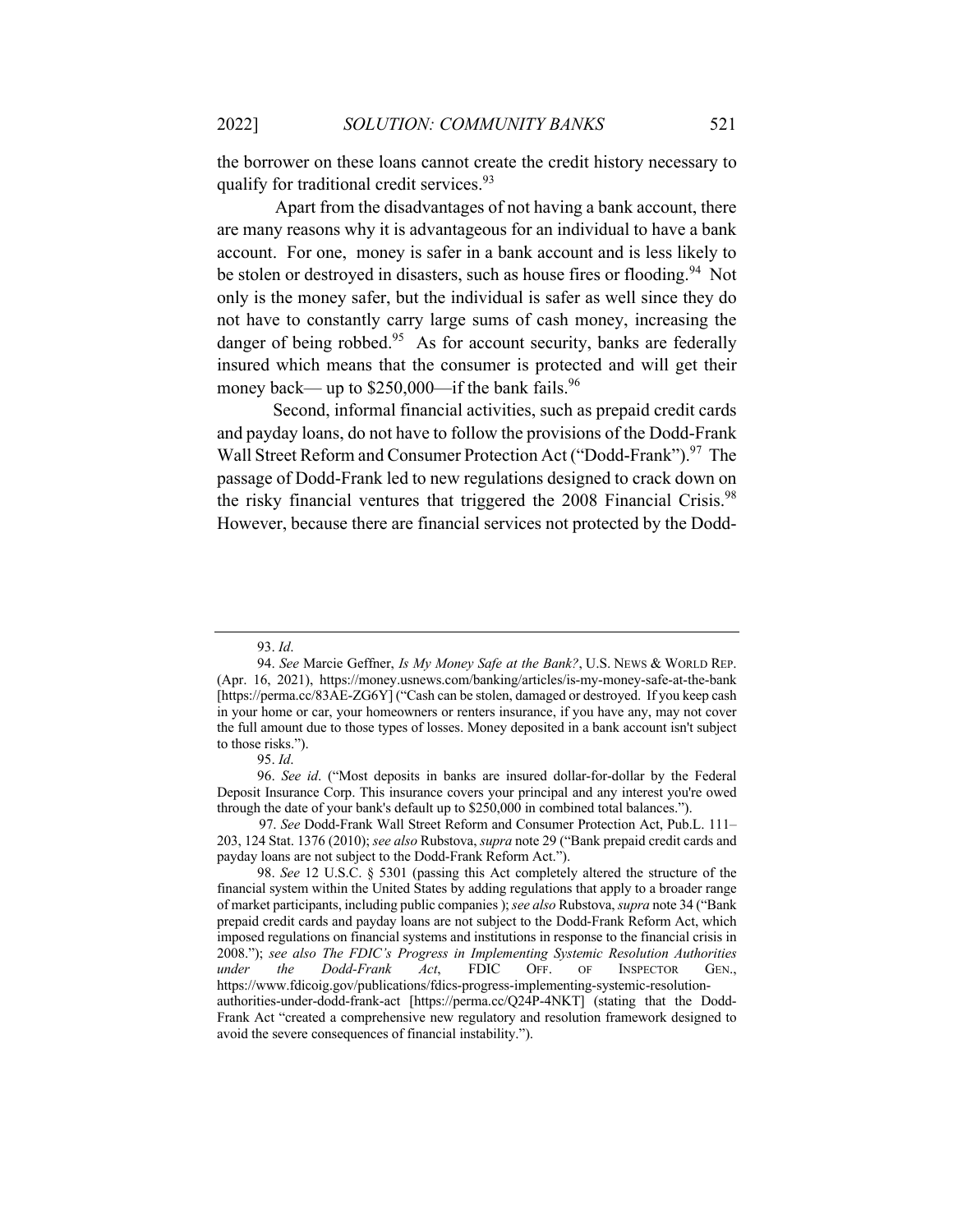the borrower on these loans cannot create the credit history necessary to qualify for traditional credit services.[93]

Apart from the disadvantages of not having a bank account, there are many reasons why it is advantageous for an individual to have a bank account. For one, money is safer in a bank account and is less likely to be stolen or destroyed in disasters, such as house fires or flooding.[94] Not only is the money safer, but the individual is safer as well since they do not have to constantly carry large sums of cash money, increasing the danger of being robbed.[95] As for account security, banks are federally insured which means that the consumer is protected and will get their money back— up to $250,000—if the bank fails.[96]

Second, informal financial activities, such as prepaid credit cards and payday loans, do not have to follow the provisions of the Dodd-Frank Wall Street Reform and Consumer Protection Act ("Dodd-Frank").[97] The passage of Dodd-Frank led to new regulations designed to crack down on the risky financial ventures that triggered the 2008 Financial Crisis.[98] However, because there are financial services not protected by the Dodd-

---

93. *Id*.

94. *See* Marcie Geffner, *Is My Money Safe at the Bank?*, U.S. NEWS & WORLD REP. (Apr. 16, 2021), https://money.usnews.com/banking/articles/is-my-money-safe-at-the-bank [https://perma.cc/83AE-ZG6Y] ("Cash can be stolen, damaged or destroyed. If you keep cash in your home or car, your homeowners or renters insurance, if you have any, may not cover the full amount due to those types of losses. Money deposited in a bank account isn't subject to those risks.").

95. *Id*.

96. *See id*. ("Most deposits in banks are insured dollar-for-dollar by the Federal Deposit Insurance Corp. This insurance covers your principal and any interest you're owed through the date of your bank's default up to $250,000 in combined total balances.").

97. *See* Dodd-Frank Wall Street Reform and Consumer Protection Act, Pub.L. 111–203, 124 Stat. 1376 (2010); *see also* Rubstova, *supra* note 29 ("Bank prepaid credit cards and payday loans are not subject to the Dodd-Frank Reform Act.").

98. *See* 12 U.S.C. § 5301 (passing this Act completely altered the structure of the financial system within the United States by adding regulations that apply to a broader range of market participants, including public companies ); *see also* Rubstova, *supra* note 34 ("Bank prepaid credit cards and payday loans are not subject to the Dodd-Frank Reform Act, which imposed regulations on financial systems and institutions in response to the financial crisis in 2008."); *see also The FDIC's Progress in Implementing Systemic Resolution Authorities under the Dodd-Frank Act*, FDIC OFF. OF INSPECTOR GEN., https://www.fdicoig.gov/publications/fdics-progress-implementing-systemic-resolution-authorities-under-dodd-frank-act [https://perma.cc/Q24P-4NKT] (stating that the Dodd-Frank Act "created a comprehensive new regulatory and resolution framework designed to avoid the severe consequences of financial instability.").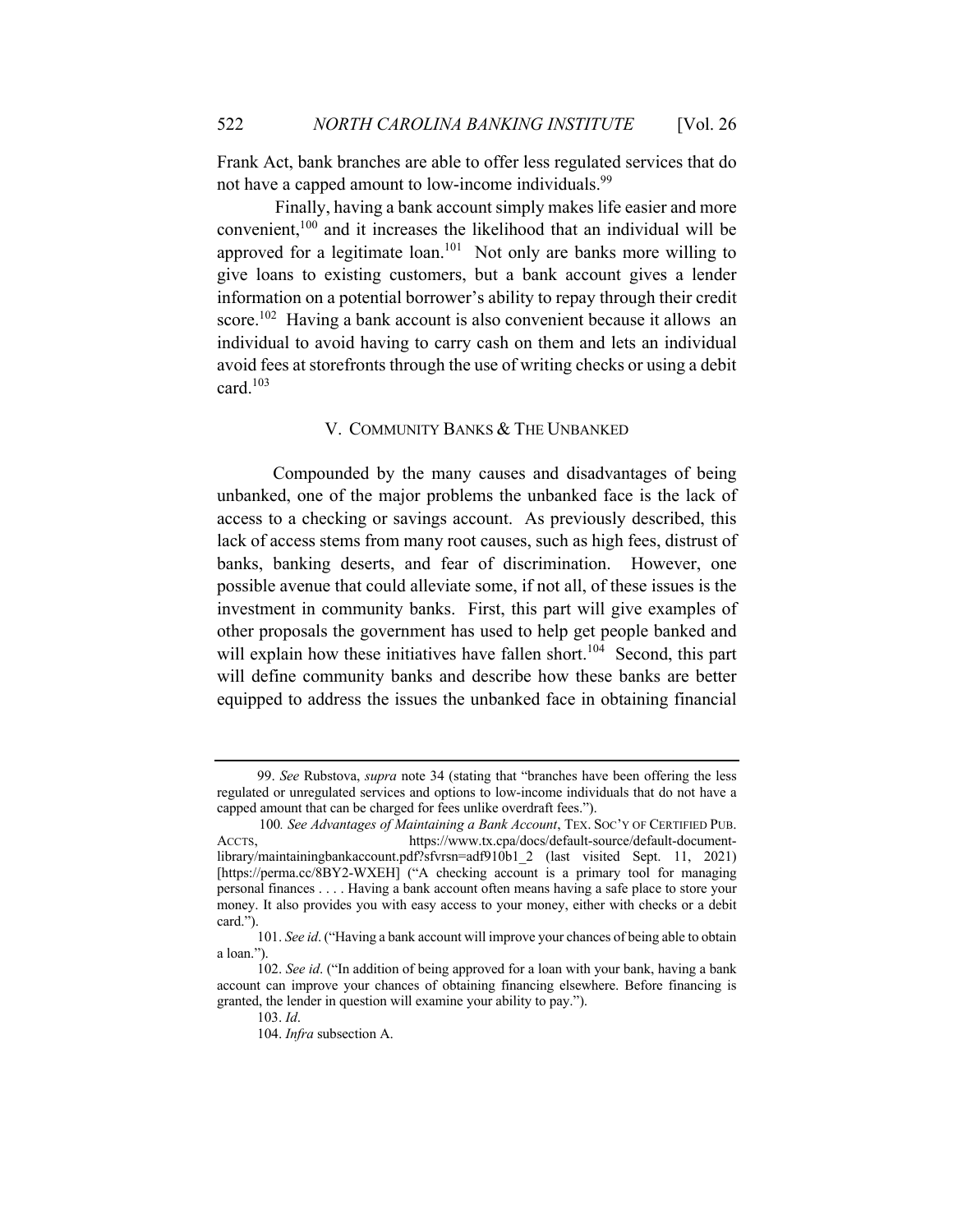Frank Act, bank branches are able to offer less regulated services that do not have a capped amount to low-income individuals.[99]

Finally, having a bank account simply makes life easier and more convenient,[100] and it increases the likelihood that an individual will be approved for a legitimate loan.[101] Not only are banks more willing to give loans to existing customers, but a bank account gives a lender information on a potential borrower's ability to repay through their credit score.[102] Having a bank account is also convenient because it allows an individual to avoid having to carry cash on them and lets an individual avoid fees at storefronts through the use of writing checks or using a debit card.[103]

## V. COMMUNITY BANKS & THE UNBANKED

Compounded by the many causes and disadvantages of being unbanked, one of the major problems the unbanked face is the lack of access to a checking or savings account. As previously described, this lack of access stems from many root causes, such as high fees, distrust of banks, banking deserts, and fear of discrimination. However, one possible avenue that could alleviate some, if not all, of these issues is the investment in community banks. First, this part will give examples of other proposals the government has used to help get people banked and will explain how these initiatives have fallen short.[104] Second, this part will define community banks and describe how these banks are better equipped to address the issues the unbanked face in obtaining financial

---

99. *See* Rubstova, *supra* note 34 (stating that "branches have been offering the less regulated or unregulated services and options to low-income individuals that do not have a capped amount that can be charged for fees unlike overdraft fees.").

100. *See Advantages of Maintaining a Bank Account*, TEX. SOC'Y OF CERTIFIED PUB. ACCTS, https://www.tx.cpa/docs/default-source/default-document-library/maintainingbankaccount.pdf?sfvrsn=adf910b1_2 (last visited Sept. 11, 2021) [https://perma.cc/8BY2-WXEH] ("A checking account is a primary tool for managing personal finances . . . . Having a bank account often means having a safe place to store your money. It also provides you with easy access to your money, either with checks or a debit card.").

101. *See id*. ("Having a bank account will improve your chances of being able to obtain a loan.").

102. *See id*. ("In addition of being approved for a loan with your bank, having a bank account can improve your chances of obtaining financing elsewhere. Before financing is granted, the lender in question will examine your ability to pay.").

103. *Id*.

104. *Infra* subsection A.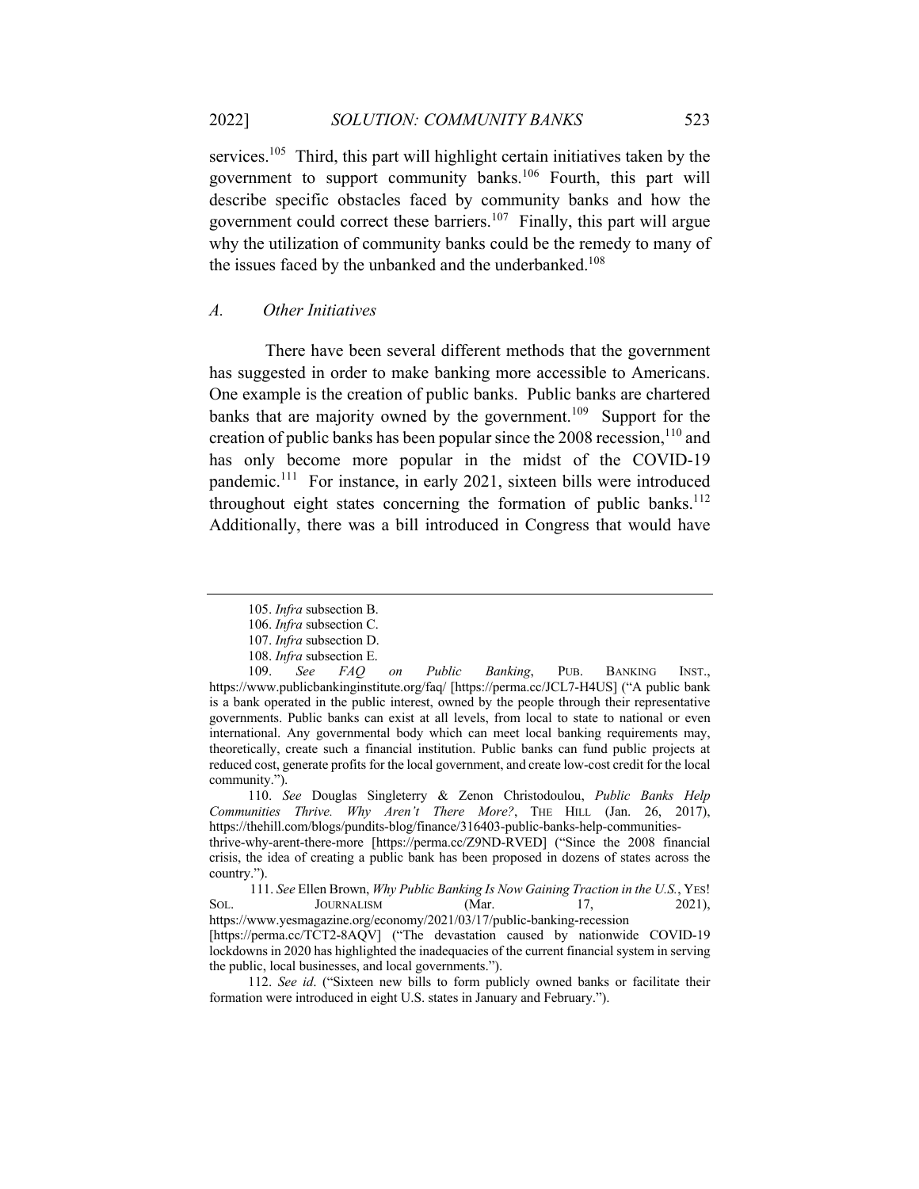services.[105] Third, this part will highlight certain initiatives taken by the government to support community banks.[106] Fourth, this part will describe specific obstacles faced by community banks and how the government could correct these barriers.[107] Finally, this part will argue why the utilization of community banks could be the remedy to many of the issues faced by the unbanked and the underbanked.[108]

### *A. Other Initiatives*

There have been several different methods that the government has suggested in order to make banking more accessible to Americans. One example is the creation of public banks. Public banks are chartered banks that are majority owned by the government.[109] Support for the creation of public banks has been popular since the 2008 recession,[110] and has only become more popular in the midst of the COVID-19 pandemic.[111] For instance, in early 2021, sixteen bills were introduced throughout eight states concerning the formation of public banks.[112] Additionally, there was a bill introduced in Congress that would have

---

105. *Infra* subsection B.

106. *Infra* subsection C.

107. *Infra* subsection D.

108. *Infra* subsection E.

109. *See FAQ on Public Banking*, PUB. BANKING INST., https://www.publicbankinginstitute.org/faq/ [https://perma.cc/JCL7-H4US] ("A public bank is a bank operated in the public interest, owned by the people through their representative governments. Public banks can exist at all levels, from local to state to national or even international. Any governmental body which can meet local banking requirements may, theoretically, create such a financial institution. Public banks can fund public projects at reduced cost, generate profits for the local government, and create low-cost credit for the local community.").

110. *See* Douglas Singleterry & Zenon Christodoulou, *Public Banks Help Communities Thrive. Why Aren't There More?*, THE HILL (Jan. 26, 2017), https://thehill.com/blogs/pundits-blog/finance/316403-public-banks-help-communities-thrive-why-arent-there-more [https://perma.cc/Z9ND-RVED] ("Since the 2008 financial crisis, the idea of creating a public bank has been proposed in dozens of states across the country.").

111. *See* Ellen Brown, *Why Public Banking Is Now Gaining Traction in the U.S.*, YES! SOL. JOURNALISM (Mar. 17, 2021), https://www.yesmagazine.org/economy/2021/03/17/public-banking-recession [https://perma.cc/TCT2-8AQV] ("The devastation caused by nationwide COVID-19 lockdowns in 2020 has highlighted the inadequacies of the current financial system in serving the public, local businesses, and local governments.").

112. *See id*. ("Sixteen new bills to form publicly owned banks or facilitate their formation were introduced in eight U.S. states in January and February.").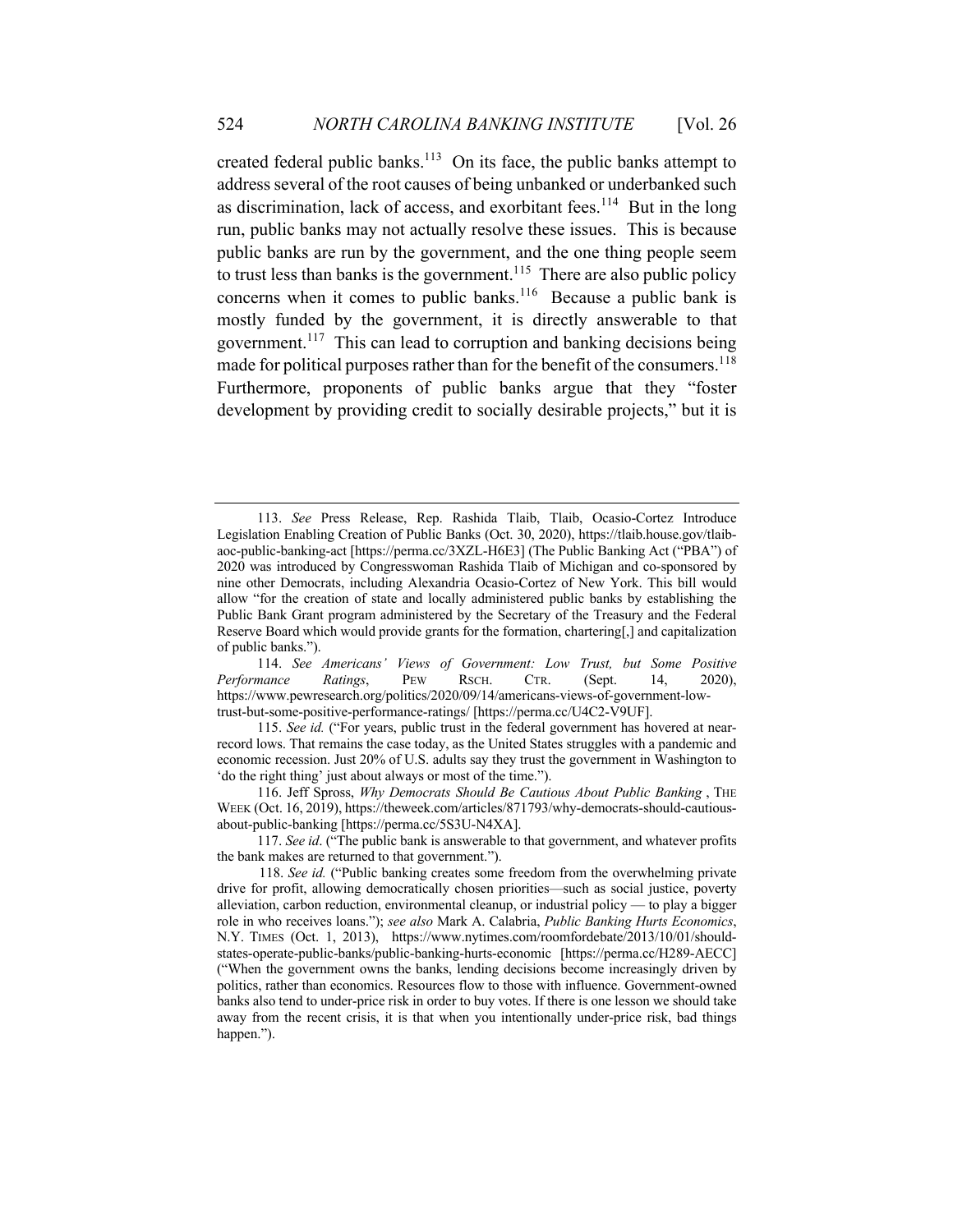created federal public banks.[113] On its face, the public banks attempt to address several of the root causes of being unbanked or underbanked such as discrimination, lack of access, and exorbitant fees.[114] But in the long run, public banks may not actually resolve these issues. This is because public banks are run by the government, and the one thing people seem to trust less than banks is the government.[115] There are also public policy concerns when it comes to public banks.[116] Because a public bank is mostly funded by the government, it is directly answerable to that government.[117] This can lead to corruption and banking decisions being made for political purposes rather than for the benefit of the consumers.[118] Furthermore, proponents of public banks argue that they "foster development by providing credit to socially desirable projects," but it is

---

113. *See* Press Release, Rep. Rashida Tlaib, Tlaib, Ocasio-Cortez Introduce Legislation Enabling Creation of Public Banks (Oct. 30, 2020), https://tlaib.house.gov/tlaib-aoc-public-banking-act [https://perma.cc/3XZL-H6E3] (The Public Banking Act ("PBA") of 2020 was introduced by Congresswoman Rashida Tlaib of Michigan and co-sponsored by nine other Democrats, including Alexandria Ocasio-Cortez of New York. This bill would allow "for the creation of state and locally administered public banks by establishing the Public Bank Grant program administered by the Secretary of the Treasury and the Federal Reserve Board which would provide grants for the formation, chartering[,] and capitalization of public banks.").

114. *See Americans' Views of Government: Low Trust, but Some Positive Performance Ratings*, PEW RSCH. CTR. (Sept. 14, 2020), https://www.pewresearch.org/politics/2020/09/14/americans-views-of-government-low-trust-but-some-positive-performance-ratings/ [https://perma.cc/U4C2-V9UF].

115. *See id.* ("For years, public trust in the federal government has hovered at near-record lows. That remains the case today, as the United States struggles with a pandemic and economic recession. Just 20% of U.S. adults say they trust the government in Washington to 'do the right thing' just about always or most of the time.").

116. Jeff Spross, *Why Democrats Should Be Cautious About Public Banking* , THE WEEK (Oct. 16, 2019), https://theweek.com/articles/871793/why-democrats-should-cautious-about-public-banking [https://perma.cc/5S3U-N4XA].

117. *See id*. ("The public bank is answerable to that government, and whatever profits the bank makes are returned to that government.").

118. *See id.* ("Public banking creates some freedom from the overwhelming private drive for profit, allowing democratically chosen priorities—such as social justice, poverty alleviation, carbon reduction, environmental cleanup, or industrial policy — to play a bigger role in who receives loans."); *see also* Mark A. Calabria, *Public Banking Hurts Economics*, N.Y. TIMES (Oct. 1, 2013), https://www.nytimes.com/roomfordebate/2013/10/01/should-states-operate-public-banks/public-banking-hurts-economic [https://perma.cc/H289-AECC] ("When the government owns the banks, lending decisions become increasingly driven by politics, rather than economics. Resources flow to those with influence. Government-owned banks also tend to under-price risk in order to buy votes. If there is one lesson we should take away from the recent crisis, it is that when you intentionally under-price risk, bad things happen.").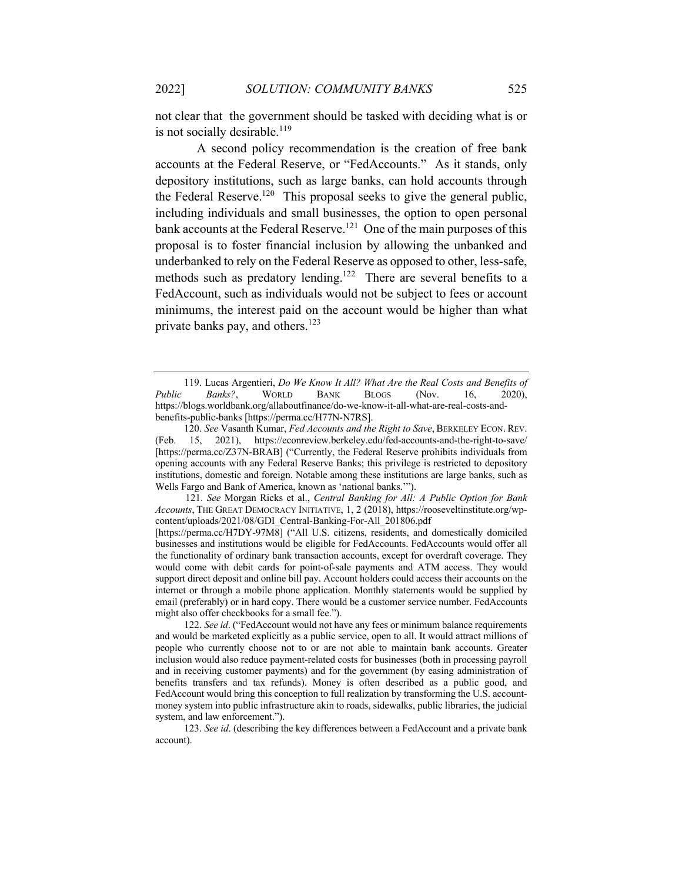not clear that the government should be tasked with deciding what is or is not socially desirable.[119]

A second policy recommendation is the creation of free bank accounts at the Federal Reserve, or "FedAccounts." As it stands, only depository institutions, such as large banks, can hold accounts through the Federal Reserve.[120] This proposal seeks to give the general public, including individuals and small businesses, the option to open personal bank accounts at the Federal Reserve.[121] One of the main purposes of this proposal is to foster financial inclusion by allowing the unbanked and underbanked to rely on the Federal Reserve as opposed to other, less-safe, methods such as predatory lending.[122] There are several benefits to a FedAccount, such as individuals would not be subject to fees or account minimums, the interest paid on the account would be higher than what private banks pay, and others.[123]

---

119. Lucas Argentieri, *Do We Know It All? What Are the Real Costs and Benefits of Public Banks?*, WORLD BANK BLOGS (Nov. 16, 2020), https://blogs.worldbank.org/allaboutfinance/do-we-know-it-all-what-are-real-costs-and-benefits-public-banks [https://perma.cc/H77N-N7RS].

120. *See* Vasanth Kumar, *Fed Accounts and the Right to Save*, BERKELEY ECON. REV. (Feb. 15, 2021), https://econreview.berkeley.edu/fed-accounts-and-the-right-to-save/ [https://perma.cc/Z37N-BRAB] ("Currently, the Federal Reserve prohibits individuals from opening accounts with any Federal Reserve Banks; this privilege is restricted to depository institutions, domestic and foreign. Notable among these institutions are large banks, such as Wells Fargo and Bank of America, known as 'national banks.'").

121. *See* Morgan Ricks et al., *Central Banking for All: A Public Option for Bank Accounts*, THE GREAT DEMOCRACY INITIATIVE, 1, 2 (2018), https://rooseveltinstitute.org/wp-content/uploads/2021/08/GDI_Central-Banking-For-All_201806.pdf [https://perma.cc/H7DY-97M8] ("All U.S. citizens, residents, and domestically domiciled businesses and institutions would be eligible for FedAccounts. FedAccounts would offer all the functionality of ordinary bank transaction accounts, except for overdraft coverage. They would come with debit cards for point-of-sale payments and ATM access. They would support direct deposit and online bill pay. Account holders could access their accounts on the internet or through a mobile phone application. Monthly statements would be supplied by email (preferably) or in hard copy. There would be a customer service number. FedAccounts might also offer checkbooks for a small fee.").

122. *See id*. ("FedAccount would not have any fees or minimum balance requirements and would be marketed explicitly as a public service, open to all. It would attract millions of people who currently choose not to or are not able to maintain bank accounts. Greater inclusion would also reduce payment-related costs for businesses (both in processing payroll and in receiving customer payments) and for the government (by easing administration of benefits transfers and tax refunds). Money is often described as a public good, and FedAccount would bring this conception to full realization by transforming the U.S. account-money system into public infrastructure akin to roads, sidewalks, public libraries, the judicial system, and law enforcement.").

123. *See id*. (describing the key differences between a FedAccount and a private bank account).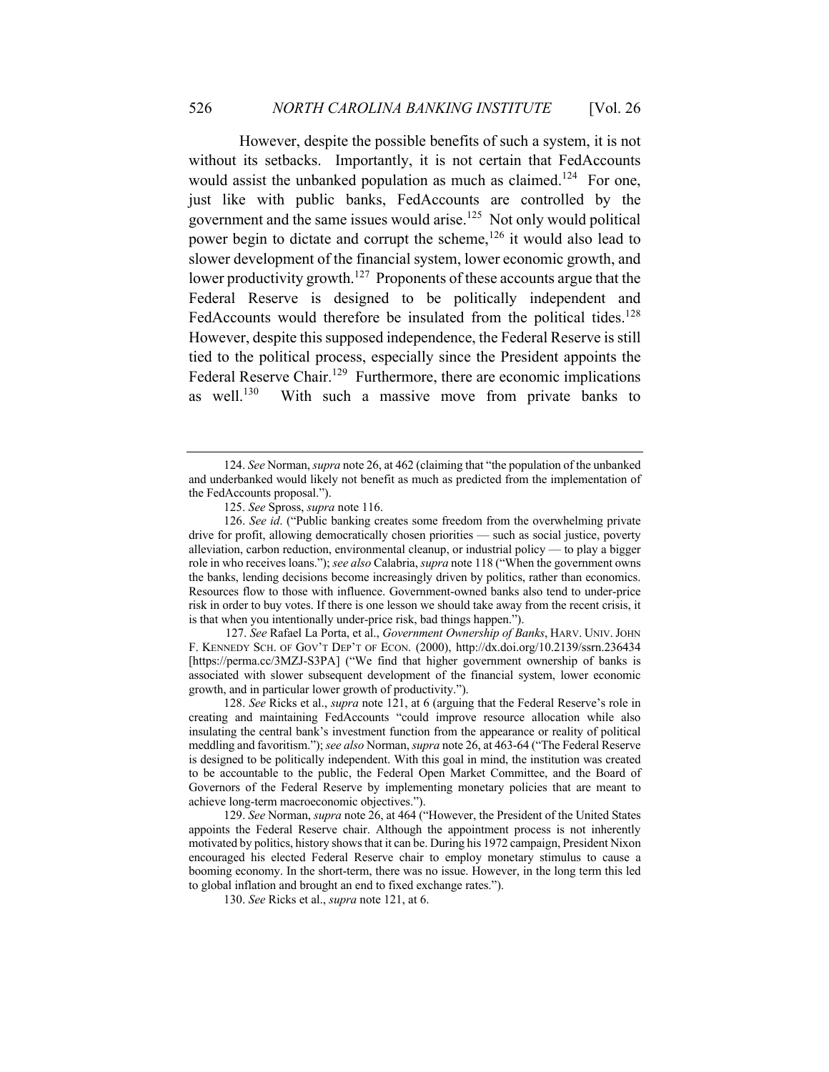However, despite the possible benefits of such a system, it is not without its setbacks. Importantly, it is not certain that FedAccounts would assist the unbanked population as much as claimed.[124] For one, just like with public banks, FedAccounts are controlled by the government and the same issues would arise.[125] Not only would political power begin to dictate and corrupt the scheme,[126] it would also lead to slower development of the financial system, lower economic growth, and lower productivity growth.[127] Proponents of these accounts argue that the Federal Reserve is designed to be politically independent and FedAccounts would therefore be insulated from the political tides.[128] However, despite this supposed independence, the Federal Reserve is still tied to the political process, especially since the President appoints the Federal Reserve Chair.[129] Furthermore, there are economic implications as well.[130] With such a massive move from private banks to

---

124. *See* Norman, *supra* note 26, at 462 (claiming that "the population of the unbanked and underbanked would likely not benefit as much as predicted from the implementation of the FedAccounts proposal.").

125. *See* Spross, *supra* note 116.

126. *See id*. ("Public banking creates some freedom from the overwhelming private drive for profit, allowing democratically chosen priorities — such as social justice, poverty alleviation, carbon reduction, environmental cleanup, or industrial policy — to play a bigger role in who receives loans."); *see also* Calabria, *supra* note 118 ("When the government owns the banks, lending decisions become increasingly driven by politics, rather than economics. Resources flow to those with influence. Government-owned banks also tend to under-price risk in order to buy votes. If there is one lesson we should take away from the recent crisis, it is that when you intentionally under-price risk, bad things happen.").

127. *See* Rafael La Porta, et al., *Government Ownership of Banks*, HARV. UNIV. JOHN F. KENNEDY SCH. OF GOV'T DEP'T OF ECON. (2000), http://dx.doi.org/10.2139/ssrn.236434 [https://perma.cc/3MZJ-S3PA] ("We find that higher government ownership of banks is associated with slower subsequent development of the financial system, lower economic growth, and in particular lower growth of productivity.").

128. *See* Ricks et al., *supra* note 121, at 6 (arguing that the Federal Reserve's role in creating and maintaining FedAccounts "could improve resource allocation while also insulating the central bank's investment function from the appearance or reality of political meddling and favoritism."); *see also* Norman, *supra* note 26, at 463-64 ("The Federal Reserve is designed to be politically independent. With this goal in mind, the institution was created to be accountable to the public, the Federal Open Market Committee, and the Board of Governors of the Federal Reserve by implementing monetary policies that are meant to achieve long-term macroeconomic objectives.").

129. *See* Norman, *supra* note 26, at 464 ("However, the President of the United States appoints the Federal Reserve chair. Although the appointment process is not inherently motivated by politics, history shows that it can be. During his 1972 campaign, President Nixon encouraged his elected Federal Reserve chair to employ monetary stimulus to cause a booming economy. In the short-term, there was no issue. However, in the long term this led to global inflation and brought an end to fixed exchange rates.").

130. *See* Ricks et al., *supra* note 121, at 6.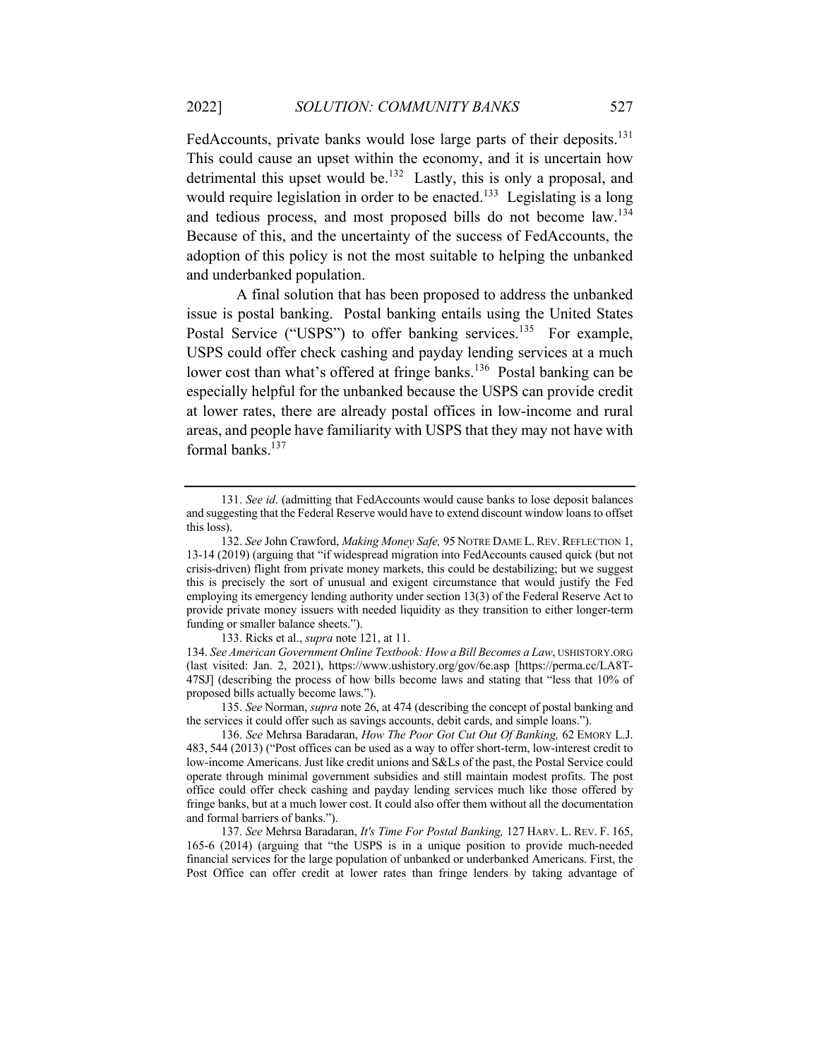FedAccounts, private banks would lose large parts of their deposits.[131] This could cause an upset within the economy, and it is uncertain how detrimental this upset would be.[132] Lastly, this is only a proposal, and would require legislation in order to be enacted.[133] Legislating is a long and tedious process, and most proposed bills do not become law.[134] Because of this, and the uncertainty of the success of FedAccounts, the adoption of this policy is not the most suitable to helping the unbanked and underbanked population.

A final solution that has been proposed to address the unbanked issue is postal banking. Postal banking entails using the United States Postal Service ("USPS") to offer banking services.[135] For example, USPS could offer check cashing and payday lending services at a much lower cost than what's offered at fringe banks.[136] Postal banking can be especially helpful for the unbanked because the USPS can provide credit at lower rates, there are already postal offices in low-income and rural areas, and people have familiarity with USPS that they may not have with formal banks.[137]

---

131. *See id*. (admitting that FedAccounts would cause banks to lose deposit balances and suggesting that the Federal Reserve would have to extend discount window loans to offset this loss).

132. *See* John Crawford, *Making Money Safe,* 95 NOTRE DAME L. REV. REFLECTION 1, 13-14 (2019) (arguing that "if widespread migration into FedAccounts caused quick (but not crisis-driven) flight from private money markets, this could be destabilizing; but we suggest this is precisely the sort of unusual and exigent circumstance that would justify the Fed employing its emergency lending authority under section 13(3) of the Federal Reserve Act to provide private money issuers with needed liquidity as they transition to either longer-term funding or smaller balance sheets.").

133. Ricks et al., *supra* note 121, at 11.

134. *See American Government Online Textbook: How a Bill Becomes a Law*, USHISTORY.ORG (last visited: Jan. 2, 2021), https://www.ushistory.org/gov/6e.asp [https://perma.cc/LA8T-47SJ] (describing the process of how bills become laws and stating that "less that 10% of proposed bills actually become laws.").

135. *See* Norman, *supra* note 26, at 474 (describing the concept of postal banking and the services it could offer such as savings accounts, debit cards, and simple loans.").

136. *See* Mehrsa Baradaran, *How The Poor Got Cut Out Of Banking,* 62 EMORY L.J. 483, 544 (2013) ("Post offices can be used as a way to offer short-term, low-interest credit to low-income Americans. Just like credit unions and S&Ls of the past, the Postal Service could operate through minimal government subsidies and still maintain modest profits. The post office could offer check cashing and payday lending services much like those offered by fringe banks, but at a much lower cost. It could also offer them without all the documentation and formal barriers of banks.").

137. *See* Mehrsa Baradaran, *It's Time For Postal Banking,* 127 HARV. L. REV. F. 165, 165-6 (2014) (arguing that "the USPS is in a unique position to provide much-needed financial services for the large population of unbanked or underbanked Americans. First, the Post Office can offer credit at lower rates than fringe lenders by taking advantage of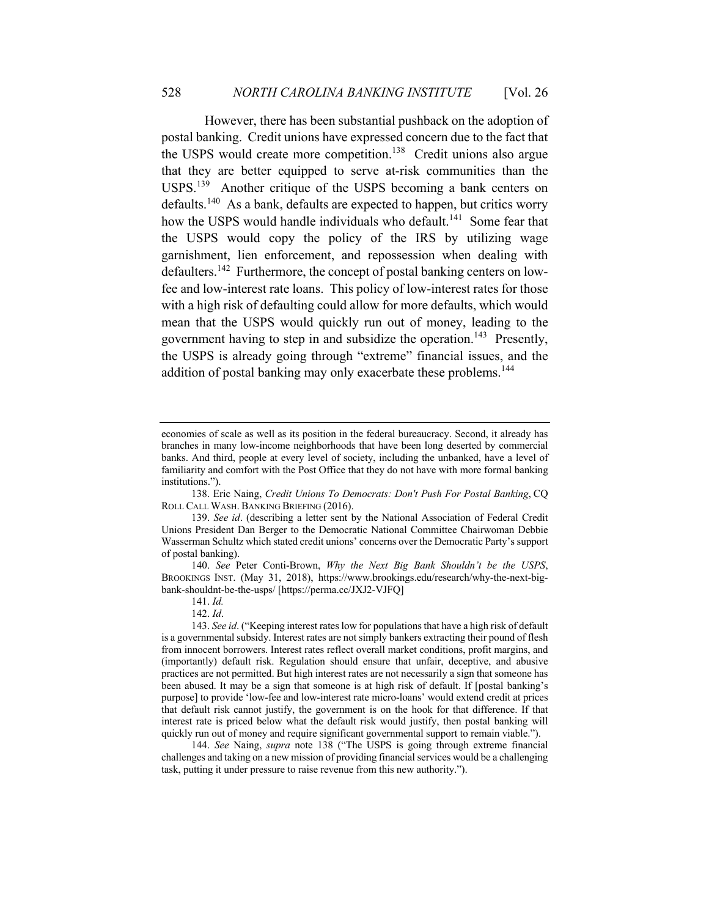However, there has been substantial pushback on the adoption of postal banking. Credit unions have expressed concern due to the fact that the USPS would create more competition.[138] Credit unions also argue that they are better equipped to serve at-risk communities than the USPS.[139] Another critique of the USPS becoming a bank centers on defaults.[140] As a bank, defaults are expected to happen, but critics worry how the USPS would handle individuals who default.[141] Some fear that the USPS would copy the policy of the IRS by utilizing wage garnishment, lien enforcement, and repossession when dealing with defaulters.[142] Furthermore, the concept of postal banking centers on low-fee and low-interest rate loans. This policy of low-interest rates for those with a high risk of defaulting could allow for more defaults, which would mean that the USPS would quickly run out of money, leading to the government having to step in and subsidize the operation.[143] Presently, the USPS is already going through "extreme" financial issues, and the addition of postal banking may only exacerbate these problems.[144]

---

economies of scale as well as its position in the federal bureaucracy. Second, it already has branches in many low-income neighborhoods that have been long deserted by commercial banks. And third, people at every level of society, including the unbanked, have a level of familiarity and comfort with the Post Office that they do not have with more formal banking institutions.").

138. Eric Naing, *Credit Unions To Democrats: Don't Push For Postal Banking*, CQ ROLL CALL WASH. BANKING BRIEFING (2016).

139. *See id*. (describing a letter sent by the National Association of Federal Credit Unions President Dan Berger to the Democratic National Committee Chairwoman Debbie Wasserman Schultz which stated credit unions' concerns over the Democratic Party's support of postal banking).

140. *See* Peter Conti-Brown, *Why the Next Big Bank Shouldn't be the USPS*, BROOKINGS INST. (May 31, 2018), https://www.brookings.edu/research/why-the-next-big-bank-shouldnt-be-the-usps/ [https://perma.cc/JXJ2-VJFQ]

141. *Id.*

142. *Id*.

143. *See id*. ("Keeping interest rates low for populations that have a high risk of default is a governmental subsidy. Interest rates are not simply bankers extracting their pound of flesh from innocent borrowers. Interest rates reflect overall market conditions, profit margins, and (importantly) default risk. Regulation should ensure that unfair, deceptive, and abusive practices are not permitted. But high interest rates are not necessarily a sign that someone has been abused. It may be a sign that someone is at high risk of default. If [postal banking's purpose] to provide 'low-fee and low-interest rate micro-loans' would extend credit at prices that default risk cannot justify, the government is on the hook for that difference. If that interest rate is priced below what the default risk would justify, then postal banking will quickly run out of money and require significant governmental support to remain viable.").

144. *See* Naing, *supra* note 138 ("The USPS is going through extreme financial challenges and taking on a new mission of providing financial services would be a challenging task, putting it under pressure to raise revenue from this new authority.").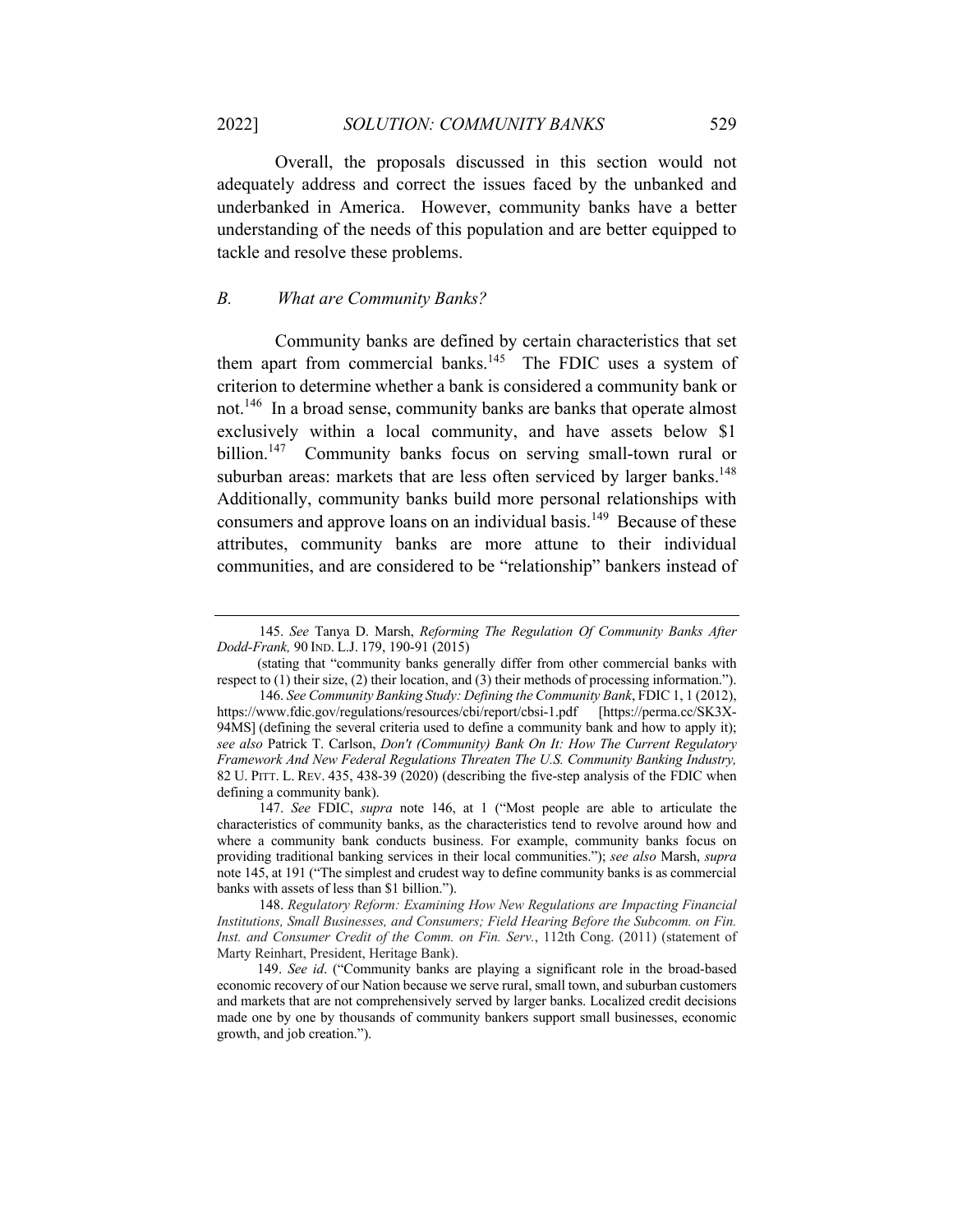Overall, the proposals discussed in this section would not adequately address and correct the issues faced by the unbanked and underbanked in America. However, community banks have a better understanding of the needs of this population and are better equipped to tackle and resolve these problems.

### *B. What are Community Banks?*

Community banks are defined by certain characteristics that set them apart from commercial banks.[145] The FDIC uses a system of criterion to determine whether a bank is considered a community bank or not.[146] In a broad sense, community banks are banks that operate almost exclusively within a local community, and have assets below $1 billion.[147] Community banks focus on serving small-town rural or suburban areas: markets that are less often serviced by larger banks.[148] Additionally, community banks build more personal relationships with consumers and approve loans on an individual basis.[149] Because of these attributes, community banks are more attune to their individual communities, and are considered to be "relationship" bankers instead of

---

145. *See* Tanya D. Marsh, *Reforming The Regulation Of Community Banks After Dodd-Frank,* 90 IND. L.J. 179, 190-91 (2015)

(stating that "community banks generally differ from other commercial banks with respect to (1) their size, (2) their location, and (3) their methods of processing information.").

146. *See Community Banking Study: Defining the Community Bank*, FDIC 1, 1 (2012), https://www.fdic.gov/regulations/resources/cbi/report/cbsi-1.pdf [https://perma.cc/SK3X-94MS] (defining the several criteria used to define a community bank and how to apply it); *see also* Patrick T. Carlson, *Don't (Community) Bank On It: How The Current Regulatory Framework And New Federal Regulations Threaten The U.S. Community Banking Industry,* 82 U. PITT. L. REV. 435, 438-39 (2020) (describing the five-step analysis of the FDIC when defining a community bank).

147. *See* FDIC, *supra* note 146, at 1 ("Most people are able to articulate the characteristics of community banks, as the characteristics tend to revolve around how and where a community bank conducts business. For example, community banks focus on providing traditional banking services in their local communities."); *see also* Marsh, *supra* note 145, at 191 ("The simplest and crudest way to define community banks is as commercial banks with assets of less than $1 billion.").

148. *Regulatory Reform: Examining How New Regulations are Impacting Financial Institutions, Small Businesses, and Consumers; Field Hearing Before the Subcomm. on Fin. Inst. and Consumer Credit of the Comm. on Fin. Serv.*, 112th Cong. (2011) (statement of Marty Reinhart, President, Heritage Bank).

149. *See id*. ("Community banks are playing a significant role in the broad-based economic recovery of our Nation because we serve rural, small town, and suburban customers and markets that are not comprehensively served by larger banks. Localized credit decisions made one by one by thousands of community bankers support small businesses, economic growth, and job creation.").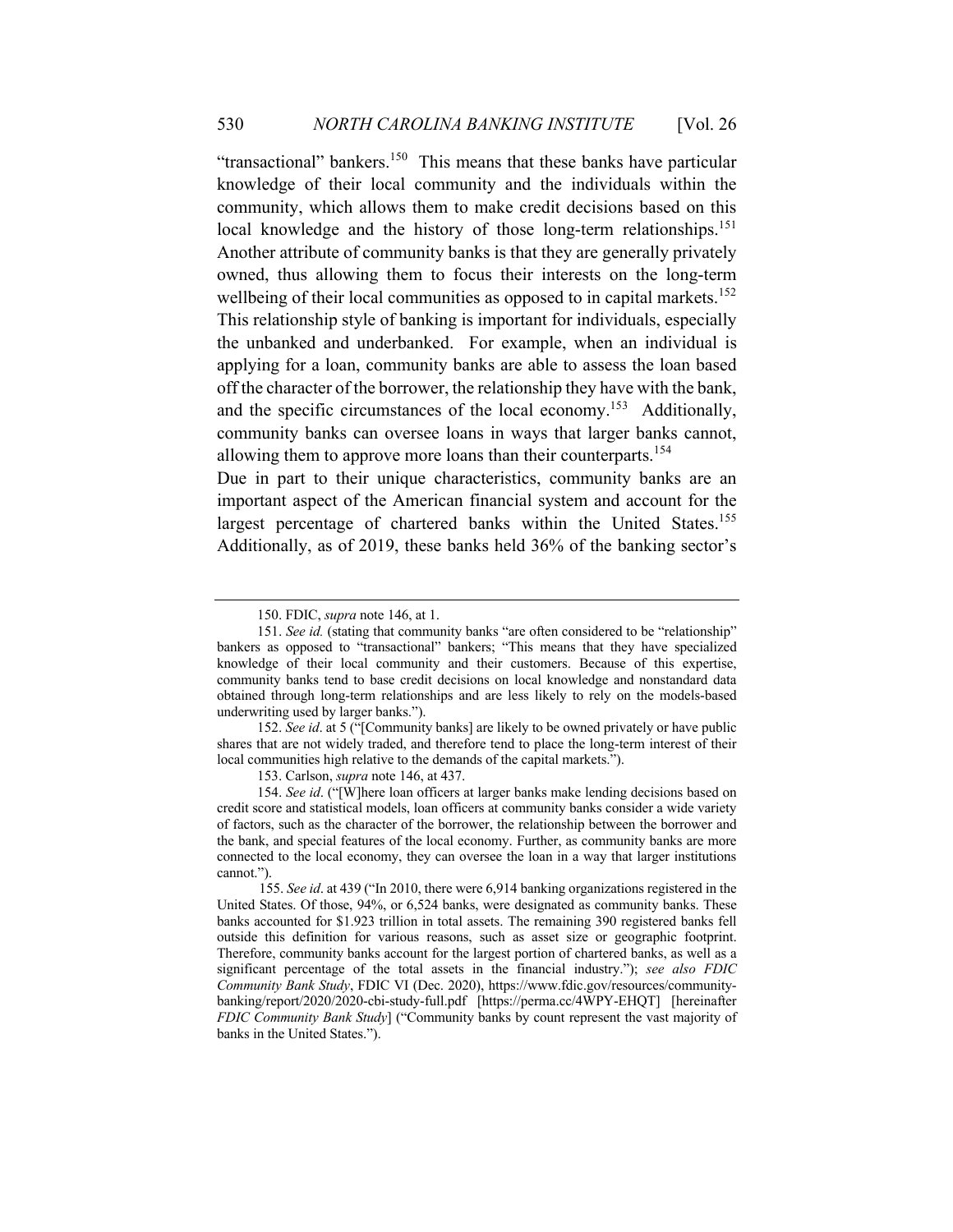"transactional" bankers.[150] This means that these banks have particular knowledge of their local community and the individuals within the community, which allows them to make credit decisions based on this local knowledge and the history of those long-term relationships.[151] Another attribute of community banks is that they are generally privately owned, thus allowing them to focus their interests on the long-term wellbeing of their local communities as opposed to in capital markets.[152] This relationship style of banking is important for individuals, especially the unbanked and underbanked. For example, when an individual is applying for a loan, community banks are able to assess the loan based off the character of the borrower, the relationship they have with the bank, and the specific circumstances of the local economy.[153] Additionally, community banks can oversee loans in ways that larger banks cannot, allowing them to approve more loans than their counterparts.[154]

Due in part to their unique characteristics, community banks are an important aspect of the American financial system and account for the largest percentage of chartered banks within the United States.[155] Additionally, as of 2019, these banks held 36% of the banking sector's

---

150. FDIC, *supra* note 146, at 1.

151. *See id.* (stating that community banks "are often considered to be "relationship" bankers as opposed to "transactional" bankers; "This means that they have specialized knowledge of their local community and their customers. Because of this expertise, community banks tend to base credit decisions on local knowledge and nonstandard data obtained through long-term relationships and are less likely to rely on the models-based underwriting used by larger banks.").

152. *See id*. at 5 ("[Community banks] are likely to be owned privately or have public shares that are not widely traded, and therefore tend to place the long-term interest of their local communities high relative to the demands of the capital markets.").

153. Carlson, *supra* note 146, at 437.

154. *See id*. ("[W]here loan officers at larger banks make lending decisions based on credit score and statistical models, loan officers at community banks consider a wide variety of factors, such as the character of the borrower, the relationship between the borrower and the bank, and special features of the local economy. Further, as community banks are more connected to the local economy, they can oversee the loan in a way that larger institutions cannot.").

155. *See id*. at 439 ("In 2010, there were 6,914 banking organizations registered in the United States. Of those, 94%, or 6,524 banks, were designated as community banks. These banks accounted for $1.923 trillion in total assets. The remaining 390 registered banks fell outside this definition for various reasons, such as asset size or geographic footprint. Therefore, community banks account for the largest portion of chartered banks, as well as a significant percentage of the total assets in the financial industry."); *see also FDIC Community Bank Study*, FDIC VI (Dec. 2020), https://www.fdic.gov/resources/community-banking/report/2020/2020-cbi-study-full.pdf [https://perma.cc/4WPY-EHQT] [hereinafter *FDIC Community Bank Study*] ("Community banks by count represent the vast majority of banks in the United States.").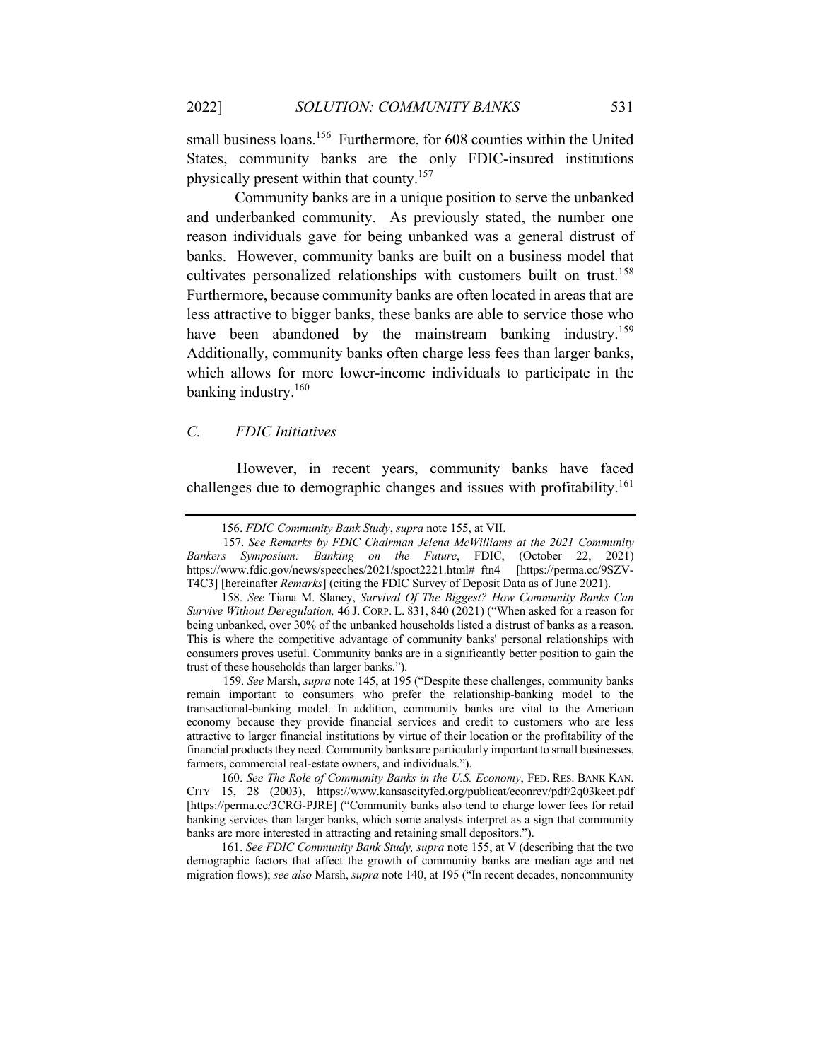small business loans.[156] Furthermore, for 608 counties within the United States, community banks are the only FDIC-insured institutions physically present within that county.[157]

Community banks are in a unique position to serve the unbanked and underbanked community. As previously stated, the number one reason individuals gave for being unbanked was a general distrust of banks. However, community banks are built on a business model that cultivates personalized relationships with customers built on trust.[158] Furthermore, because community banks are often located in areas that are less attractive to bigger banks, these banks are able to service those who have been abandoned by the mainstream banking industry.[159] Additionally, community banks often charge less fees than larger banks, which allows for more lower-income individuals to participate in the banking industry.[160]

### *C. FDIC Initiatives*

However, in recent years, community banks have faced challenges due to demographic changes and issues with profitability.[161]

---

156. *FDIC Community Bank Study*, *supra* note 155, at VII.

157. *See Remarks by FDIC Chairman Jelena McWilliams at the 2021 Community Bankers Symposium: Banking on the Future*, FDIC, (October 22, 2021) https://www.fdic.gov/news/speeches/2021/spoct2221.html#_ftn4 [https://perma.cc/9SZV-T4C3] [hereinafter *Remarks*] (citing the FDIC Survey of Deposit Data as of June 2021).

158. *See* Tiana M. Slaney, *Survival Of The Biggest? How Community Banks Can Survive Without Deregulation,* 46 J. CORP. L. 831, 840 (2021) ("When asked for a reason for being unbanked, over 30% of the unbanked households listed a distrust of banks as a reason. This is where the competitive advantage of community banks' personal relationships with consumers proves useful. Community banks are in a significantly better position to gain the trust of these households than larger banks.").

159. *See* Marsh, *supra* note 145, at 195 ("Despite these challenges, community banks remain important to consumers who prefer the relationship-banking model to the transactional-banking model. In addition, community banks are vital to the American economy because they provide financial services and credit to customers who are less attractive to larger financial institutions by virtue of their location or the profitability of the financial products they need. Community banks are particularly important to small businesses, farmers, commercial real-estate owners, and individuals.").

160. *See The Role of Community Banks in the U.S. Economy*, FED. RES. BANK KAN. CITY 15, 28 (2003), https://www.kansascityfed.org/publicat/econrev/pdf/2q03keet.pdf [https://perma.cc/3CRG-PJRE] ("Community banks also tend to charge lower fees for retail banking services than larger banks, which some analysts interpret as a sign that community banks are more interested in attracting and retaining small depositors.").

161. *See FDIC Community Bank Study, supra* note 155, at V (describing that the two demographic factors that affect the growth of community banks are median age and net migration flows); *see also* Marsh, *supra* note 140, at 195 ("In recent decades, noncommunity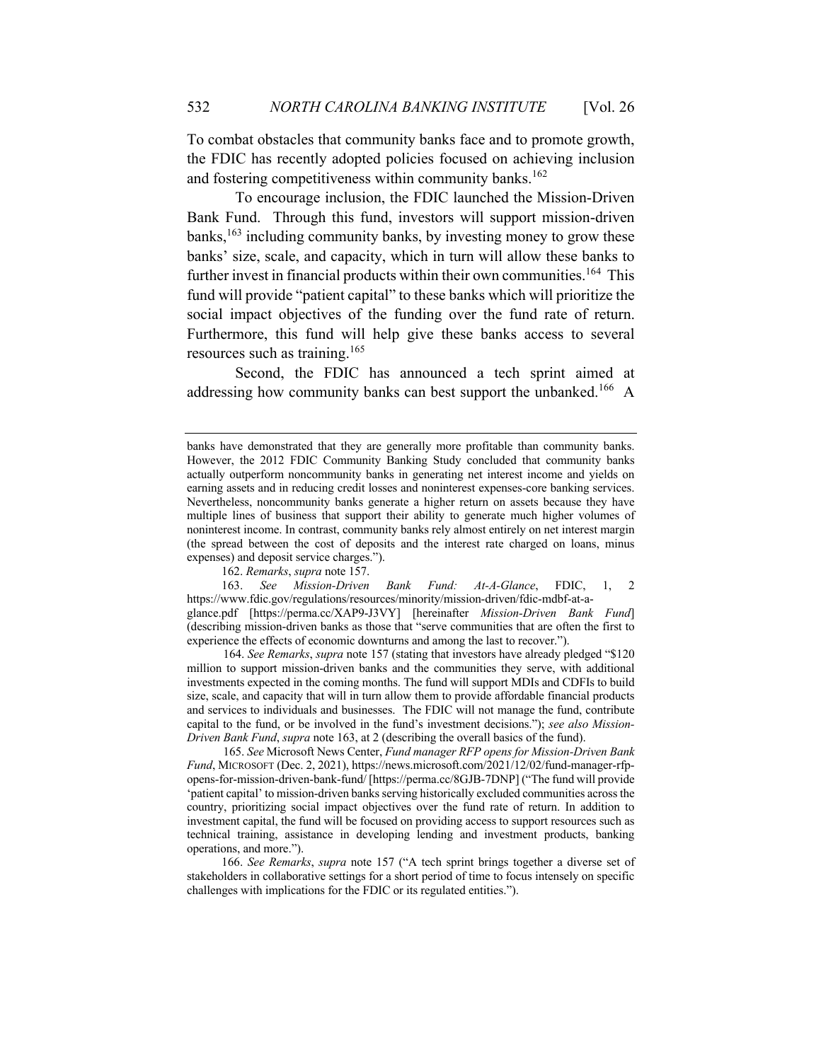To combat obstacles that community banks face and to promote growth, the FDIC has recently adopted policies focused on achieving inclusion and fostering competitiveness within community banks.[162]

To encourage inclusion, the FDIC launched the Mission-Driven Bank Fund. Through this fund, investors will support mission-driven banks,[163] including community banks, by investing money to grow these banks' size, scale, and capacity, which in turn will allow these banks to further invest in financial products within their own communities.[164] This fund will provide "patient capital" to these banks which will prioritize the social impact objectives of the funding over the fund rate of return. Furthermore, this fund will help give these banks access to several resources such as training.[165]

Second, the FDIC has announced a tech sprint aimed at addressing how community banks can best support the unbanked.[166] A

---

banks have demonstrated that they are generally more profitable than community banks. However, the 2012 FDIC Community Banking Study concluded that community banks actually outperform noncommunity banks in generating net interest income and yields on earning assets and in reducing credit losses and noninterest expenses-core banking services. Nevertheless, noncommunity banks generate a higher return on assets because they have multiple lines of business that support their ability to generate much higher volumes of noninterest income. In contrast, community banks rely almost entirely on net interest margin (the spread between the cost of deposits and the interest rate charged on loans, minus expenses) and deposit service charges.").

162. *Remarks*, *supra* note 157.

163. *See Mission-Driven Bank Fund: At-A-Glance*, FDIC, 1, 2 https://www.fdic.gov/regulations/resources/minority/mission-driven/fdic-mdbf-at-a-glance.pdf [https://perma.cc/XAP9-J3VY] [hereinafter *Mission-Driven Bank Fund*] (describing mission-driven banks as those that "serve communities that are often the first to experience the effects of economic downturns and among the last to recover.").

164. *See Remarks*, *supra* note 157 (stating that investors have already pledged "$120 million to support mission-driven banks and the communities they serve, with additional investments expected in the coming months. The fund will support MDIs and CDFIs to build size, scale, and capacity that will in turn allow them to provide affordable financial products and services to individuals and businesses. The FDIC will not manage the fund, contribute capital to the fund, or be involved in the fund's investment decisions."); *see also Mission-Driven Bank Fund*, *supra* note 163, at 2 (describing the overall basics of the fund).

165. *See* Microsoft News Center, *Fund manager RFP opens for Mission-Driven Bank Fund*, MICROSOFT (Dec. 2, 2021), https://news.microsoft.com/2021/12/02/fund-manager-rfp-opens-for-mission-driven-bank-fund/ [https://perma.cc/8GJB-7DNP] ("The fund will provide 'patient capital' to mission-driven banks serving historically excluded communities across the country, prioritizing social impact objectives over the fund rate of return. In addition to investment capital, the fund will be focused on providing access to support resources such as technical training, assistance in developing lending and investment products, banking operations, and more.").

166. *See Remarks*, *supra* note 157 ("A tech sprint brings together a diverse set of stakeholders in collaborative settings for a short period of time to focus intensely on specific challenges with implications for the FDIC or its regulated entities.").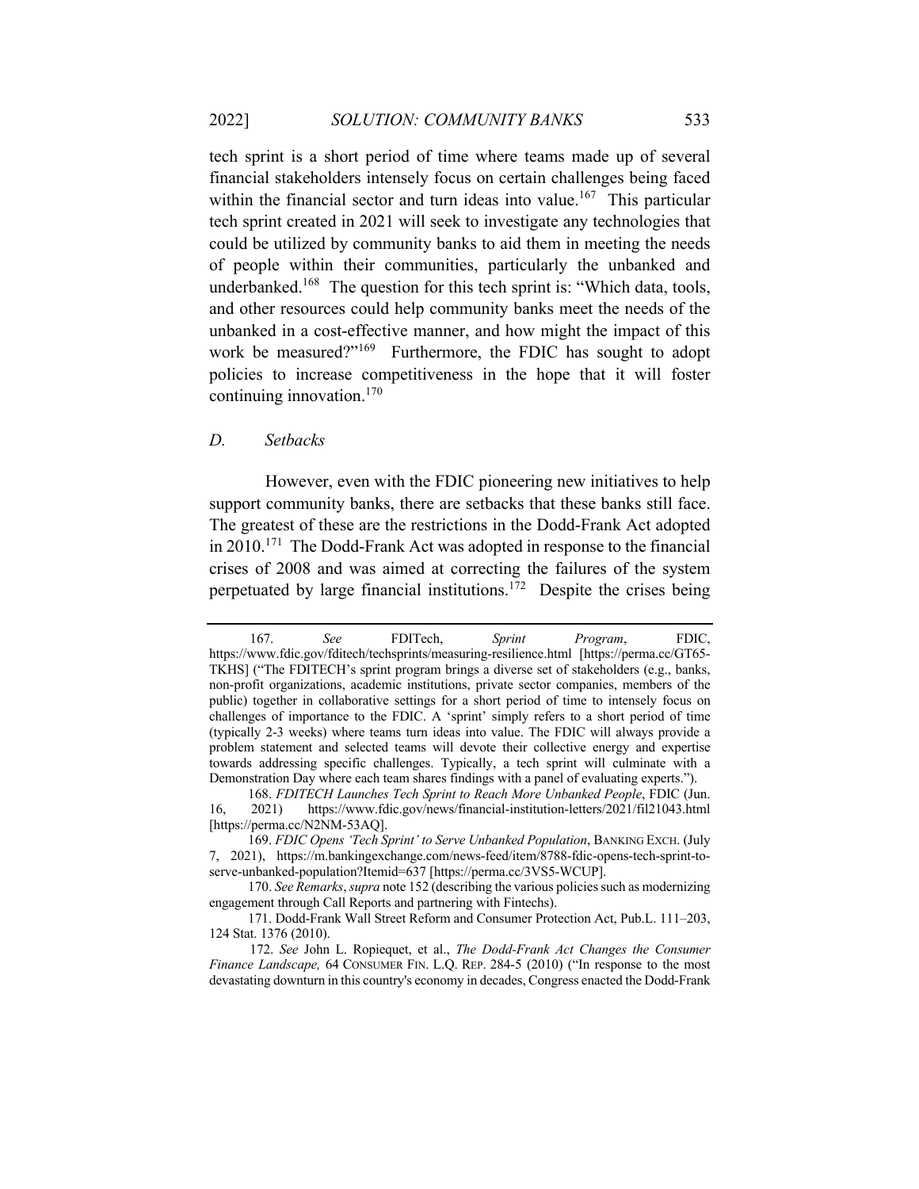tech sprint is a short period of time where teams made up of several financial stakeholders intensely focus on certain challenges being faced within the financial sector and turn ideas into value.[167] This particular tech sprint created in 2021 will seek to investigate any technologies that could be utilized by community banks to aid them in meeting the needs of people within their communities, particularly the unbanked and underbanked.[168] The question for this tech sprint is: "Which data, tools, and other resources could help community banks meet the needs of the unbanked in a cost-effective manner, and how might the impact of this work be measured?"[169] Furthermore, the FDIC has sought to adopt policies to increase competitiveness in the hope that it will foster continuing innovation.[170]

### *D. Setbacks*

However, even with the FDIC pioneering new initiatives to help support community banks, there are setbacks that these banks still face. The greatest of these are the restrictions in the Dodd-Frank Act adopted in 2010.[171] The Dodd-Frank Act was adopted in response to the financial crises of 2008 and was aimed at correcting the failures of the system perpetuated by large financial institutions.[172] Despite the crises being

---

167. *See* FDITech, *Sprint Program*, FDIC, https://www.fdic.gov/fditech/techsprints/measuring-resilience.html [https://perma.cc/GT65-TKHS] ("The FDITECH's sprint program brings a diverse set of stakeholders (e.g., banks, non-profit organizations, academic institutions, private sector companies, members of the public) together in collaborative settings for a short period of time to intensely focus on challenges of importance to the FDIC. A 'sprint' simply refers to a short period of time (typically 2-3 weeks) where teams turn ideas into value. The FDIC will always provide a problem statement and selected teams will devote their collective energy and expertise towards addressing specific challenges. Typically, a tech sprint will culminate with a Demonstration Day where each team shares findings with a panel of evaluating experts.").

168. *FDITECH Launches Tech Sprint to Reach More Unbanked People*, FDIC (Jun. 16, 2021) https://www.fdic.gov/news/financial-institution-letters/2021/fil21043.html [https://perma.cc/N2NM-53AQ].

169. *FDIC Opens 'Tech Sprint' to Serve Unbanked Population*, BANKING EXCH. (July 7, 2021), https://m.bankingexchange.com/news-feed/item/8788-fdic-opens-tech-sprint-to-serve-unbanked-population?Itemid=637 [https://perma.cc/3VS5-WCUP].

170. *See Remarks*, *supra* note 152 (describing the various policies such as modernizing engagement through Call Reports and partnering with Fintechs).

171. Dodd-Frank Wall Street Reform and Consumer Protection Act, Pub.L. 111–203, 124 Stat. 1376 (2010).

172. *See* John L. Ropiequet, et al., *The Dodd-Frank Act Changes the Consumer Finance Landscape,* 64 CONSUMER FIN. L.Q. REP. 284-5 (2010) ("In response to the most devastating downturn in this country's economy in decades, Congress enacted the Dodd-Frank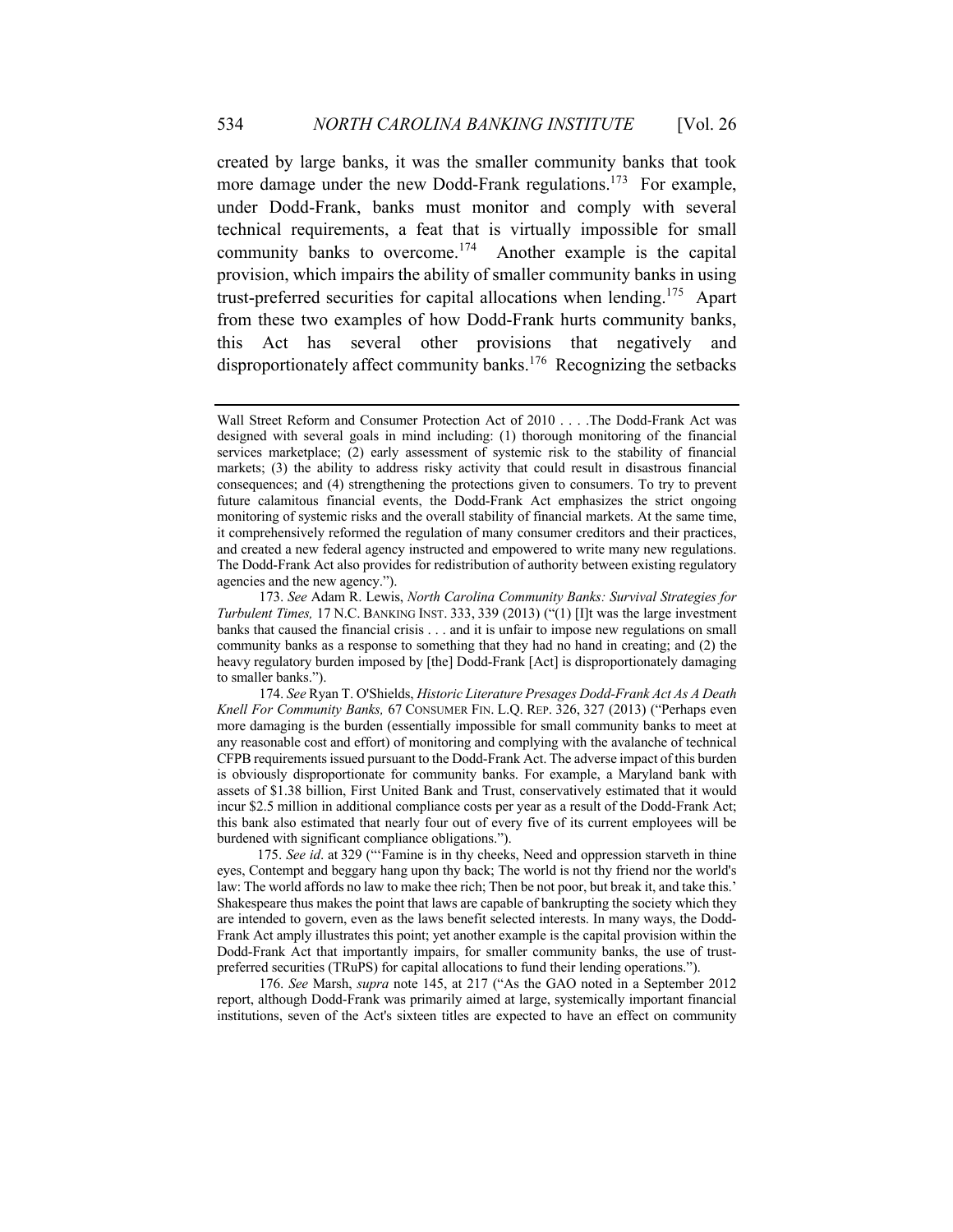created by large banks, it was the smaller community banks that took more damage under the new Dodd-Frank regulations.[173] For example, under Dodd-Frank, banks must monitor and comply with several technical requirements, a feat that is virtually impossible for small community banks to overcome.[174] Another example is the capital provision, which impairs the ability of smaller community banks in using trust-preferred securities for capital allocations when lending.[175] Apart from these two examples of how Dodd-Frank hurts community banks, this Act has several other provisions that negatively and disproportionately affect community banks.[176] Recognizing the setbacks

---

Wall Street Reform and Consumer Protection Act of 2010 . . . .The Dodd-Frank Act was designed with several goals in mind including: (1) thorough monitoring of the financial services marketplace; (2) early assessment of systemic risk to the stability of financial markets; (3) the ability to address risky activity that could result in disastrous financial consequences; and (4) strengthening the protections given to consumers. To try to prevent future calamitous financial events, the Dodd-Frank Act emphasizes the strict ongoing monitoring of systemic risks and the overall stability of financial markets. At the same time, it comprehensively reformed the regulation of many consumer creditors and their practices, and created a new federal agency instructed and empowered to write many new regulations. The Dodd-Frank Act also provides for redistribution of authority between existing regulatory agencies and the new agency.").

173. *See* Adam R. Lewis, *North Carolina Community Banks: Survival Strategies for Turbulent Times,* 17 N.C. BANKING INST. 333, 339 (2013) ("(1) [I]t was the large investment banks that caused the financial crisis . . . and it is unfair to impose new regulations on small community banks as a response to something that they had no hand in creating; and (2) the heavy regulatory burden imposed by [the] Dodd-Frank [Act] is disproportionately damaging to smaller banks.").

174. *See* Ryan T. O'Shields, *Historic Literature Presages Dodd-Frank Act As A Death Knell For Community Banks,* 67 CONSUMER FIN. L.Q. REP. 326, 327 (2013) ("Perhaps even more damaging is the burden (essentially impossible for small community banks to meet at any reasonable cost and effort) of monitoring and complying with the avalanche of technical CFPB requirements issued pursuant to the Dodd-Frank Act. The adverse impact of this burden is obviously disproportionate for community banks. For example, a Maryland bank with assets of $1.38 billion, First United Bank and Trust, conservatively estimated that it would incur $2.5 million in additional compliance costs per year as a result of the Dodd-Frank Act; this bank also estimated that nearly four out of every five of its current employees will be burdened with significant compliance obligations.").

175. *See id*. at 329 ("'Famine is in thy cheeks, Need and oppression starveth in thine eyes, Contempt and beggary hang upon thy back; The world is not thy friend nor the world's law: The world affords no law to make thee rich; Then be not poor, but break it, and take this.' Shakespeare thus makes the point that laws are capable of bankrupting the society which they are intended to govern, even as the laws benefit selected interests. In many ways, the Dodd-Frank Act amply illustrates this point; yet another example is the capital provision within the Dodd-Frank Act that importantly impairs, for smaller community banks, the use of trust-preferred securities (TRuPS) for capital allocations to fund their lending operations.").

176. *See* Marsh, *supra* note 145, at 217 ("As the GAO noted in a September 2012 report, although Dodd-Frank was primarily aimed at large, systemically important financial institutions, seven of the Act's sixteen titles are expected to have an effect on community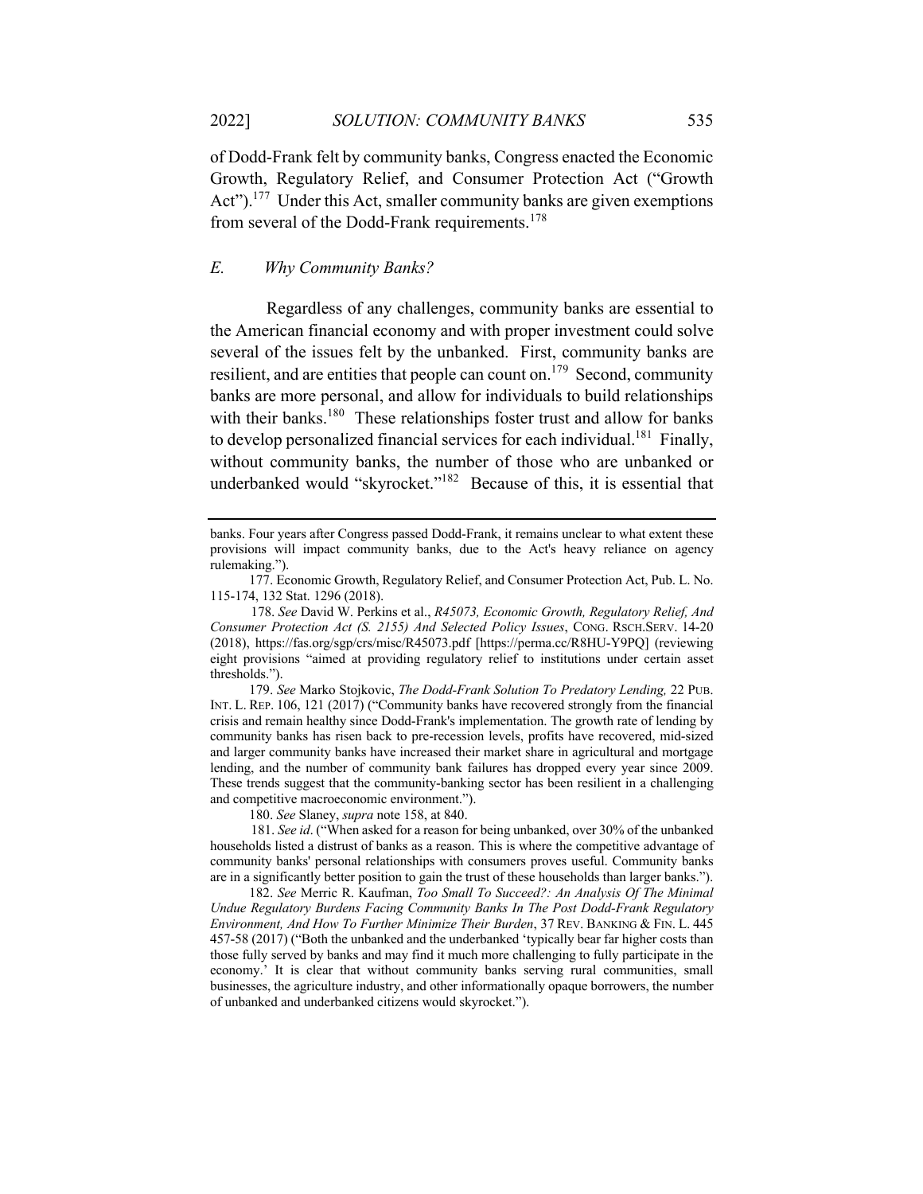of Dodd-Frank felt by community banks, Congress enacted the Economic Growth, Regulatory Relief, and Consumer Protection Act ("Growth Act").[177] Under this Act, smaller community banks are given exemptions from several of the Dodd-Frank requirements.[178]

### E. *Why Community Banks?*

Regardless of any challenges, community banks are essential to the American financial economy and with proper investment could solve several of the issues felt by the unbanked. First, community banks are resilient, and are entities that people can count on.[179] Second, community banks are more personal, and allow for individuals to build relationships with their banks.[180] These relationships foster trust and allow for banks to develop personalized financial services for each individual.[181] Finally, without community banks, the number of those who are unbanked or underbanked would "skyrocket."[182] Because of this, it is essential that

---

banks. Four years after Congress passed Dodd-Frank, it remains unclear to what extent these provisions will impact community banks, due to the Act's heavy reliance on agency rulemaking.").

177. Economic Growth, Regulatory Relief, and Consumer Protection Act, Pub. L. No. 115-174, 132 Stat. 1296 (2018).

178. *See* David W. Perkins et al., *R45073, Economic Growth, Regulatory Relief, And Consumer Protection Act (S. 2155) And Selected Policy Issues*, CONG. RSCH.SERV. 14-20 (2018), https://fas.org/sgp/crs/misc/R45073.pdf [https://perma.cc/R8HU-Y9PQ] (reviewing eight provisions "aimed at providing regulatory relief to institutions under certain asset thresholds.").

179. *See* Marko Stojkovic, *The Dodd-Frank Solution To Predatory Lending,* 22 PUB. INT. L. REP. 106, 121 (2017) ("Community banks have recovered strongly from the financial crisis and remain healthy since Dodd-Frank's implementation. The growth rate of lending by community banks has risen back to pre-recession levels, profits have recovered, mid-sized and larger community banks have increased their market share in agricultural and mortgage lending, and the number of community bank failures has dropped every year since 2009. These trends suggest that the community-banking sector has been resilient in a challenging and competitive macroeconomic environment.").

180. *See* Slaney, *supra* note 158, at 840.

181. *See id*. ("When asked for a reason for being unbanked, over 30% of the unbanked households listed a distrust of banks as a reason. This is where the competitive advantage of community banks' personal relationships with consumers proves useful. Community banks are in a significantly better position to gain the trust of these households than larger banks.").

182. *See* Merric R. Kaufman, *Too Small To Succeed?: An Analysis Of The Minimal Undue Regulatory Burdens Facing Community Banks In The Post Dodd-Frank Regulatory Environment, And How To Further Minimize Their Burden*, 37 REV. BANKING & FIN. L. 445 457-58 (2017) ("Both the unbanked and the underbanked 'typically bear far higher costs than those fully served by banks and may find it much more challenging to fully participate in the economy.' It is clear that without community banks serving rural communities, small businesses, the agriculture industry, and other informationally opaque borrowers, the number of unbanked and underbanked citizens would skyrocket.").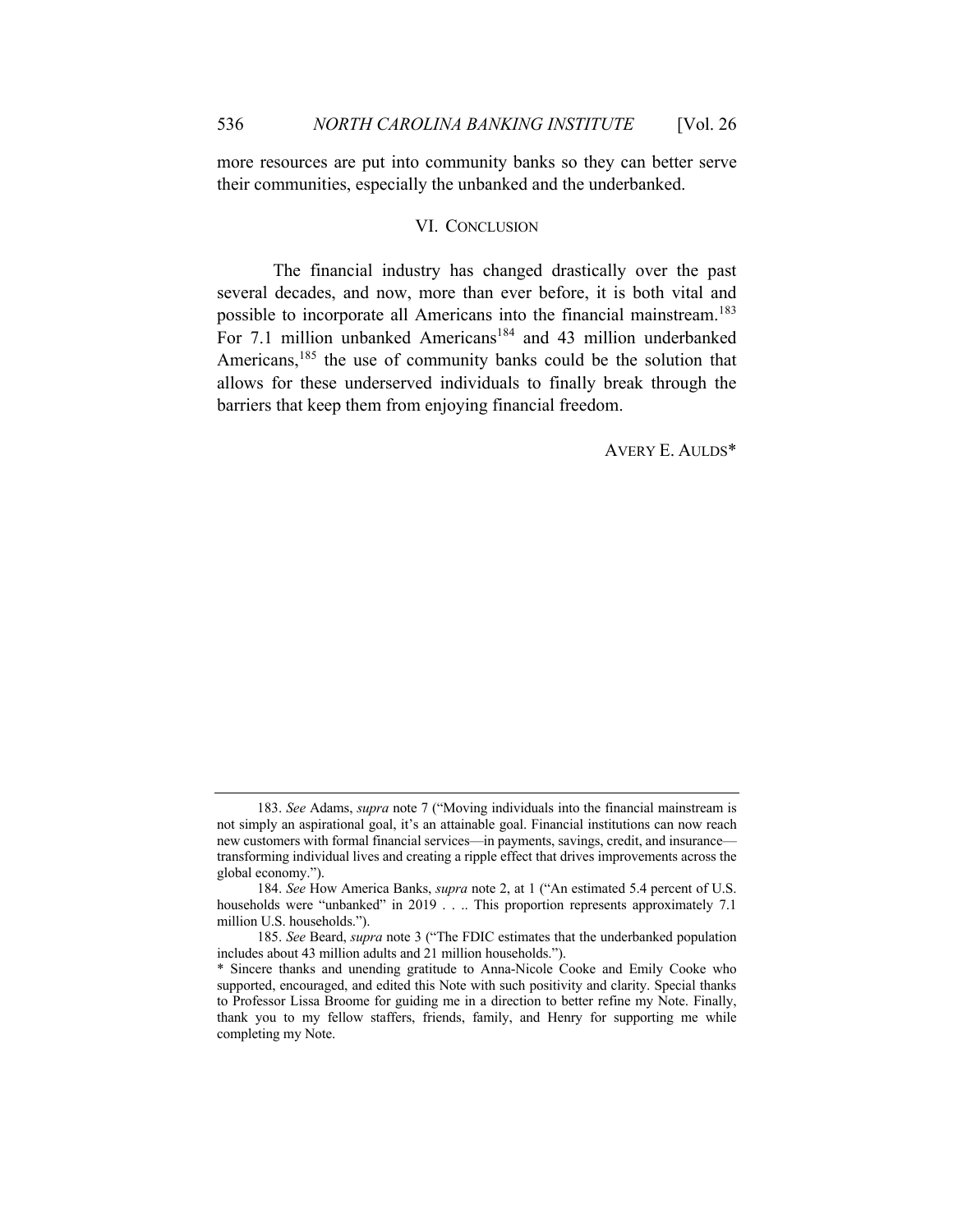more resources are put into community banks so they can better serve their communities, especially the unbanked and the underbanked.

## VI. CONCLUSION

The financial industry has changed drastically over the past several decades, and now, more than ever before, it is both vital and possible to incorporate all Americans into the financial mainstream.[183] For 7.1 million unbanked Americans[184] and 43 million underbanked Americans,[185] the use of community banks could be the solution that allows for these underserved individuals to finally break through the barriers that keep them from enjoying financial freedom.

AVERY E. AULDS*

---

183. *See* Adams, *supra* note 7 ("Moving individuals into the financial mainstream is not simply an aspirational goal, it's an attainable goal. Financial institutions can now reach new customers with formal financial services—in payments, savings, credit, and insurance—transforming individual lives and creating a ripple effect that drives improvements across the global economy.").

184. *See* How America Banks, *supra* note 2, at 1 ("An estimated 5.4 percent of U.S. households were "unbanked" in 2019 . . .. This proportion represents approximately 7.1 million U.S. households.").

185. *See* Beard, *supra* note 3 ("The FDIC estimates that the underbanked population includes about 43 million adults and 21 million households.").

\* Sincere thanks and unending gratitude to Anna-Nicole Cooke and Emily Cooke who supported, encouraged, and edited this Note with such positivity and clarity. Special thanks to Professor Lissa Broome for guiding me in a direction to better refine my Note. Finally, thank you to my fellow staffers, friends, family, and Henry for supporting me while completing my Note.